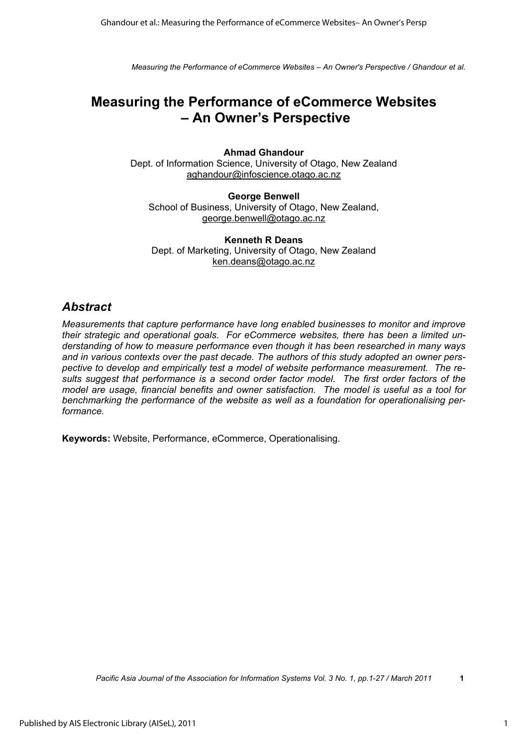# Measuring the Performance of eCommerce Websites – An Owner's Perspective

**Ahmad Ghandour**
Dept. of Information Science, University of Otago, New Zealand
aghandour@infoscience.otago.ac.nz

**George Benwell**
School of Business, University of Otago, New Zealand,
george.benwell@otago.ac.nz

**Kenneth R Deans**
Dept. of Marketing, University of Otago, New Zealand
ken.deans@otago.ac.nz

## *Abstract*

*Measurements that capture performance have long enabled businesses to monitor and improve their strategic and operational goals. For eCommerce websites, there has been a limited understanding of how to measure performance even though it has been researched in many ways and in various contexts over the past decade. The authors of this study adopted an owner perspective to develop and empirically test a model of website performance measurement. The results suggest that performance is a second order factor model. The first order factors of the model are usage, financial benefits and owner satisfaction. The model is useful as a tool for benchmarking the performance of the website as well as a foundation for operationalising performance.*

**Keywords:** Website, Performance, eCommerce, Operationalising.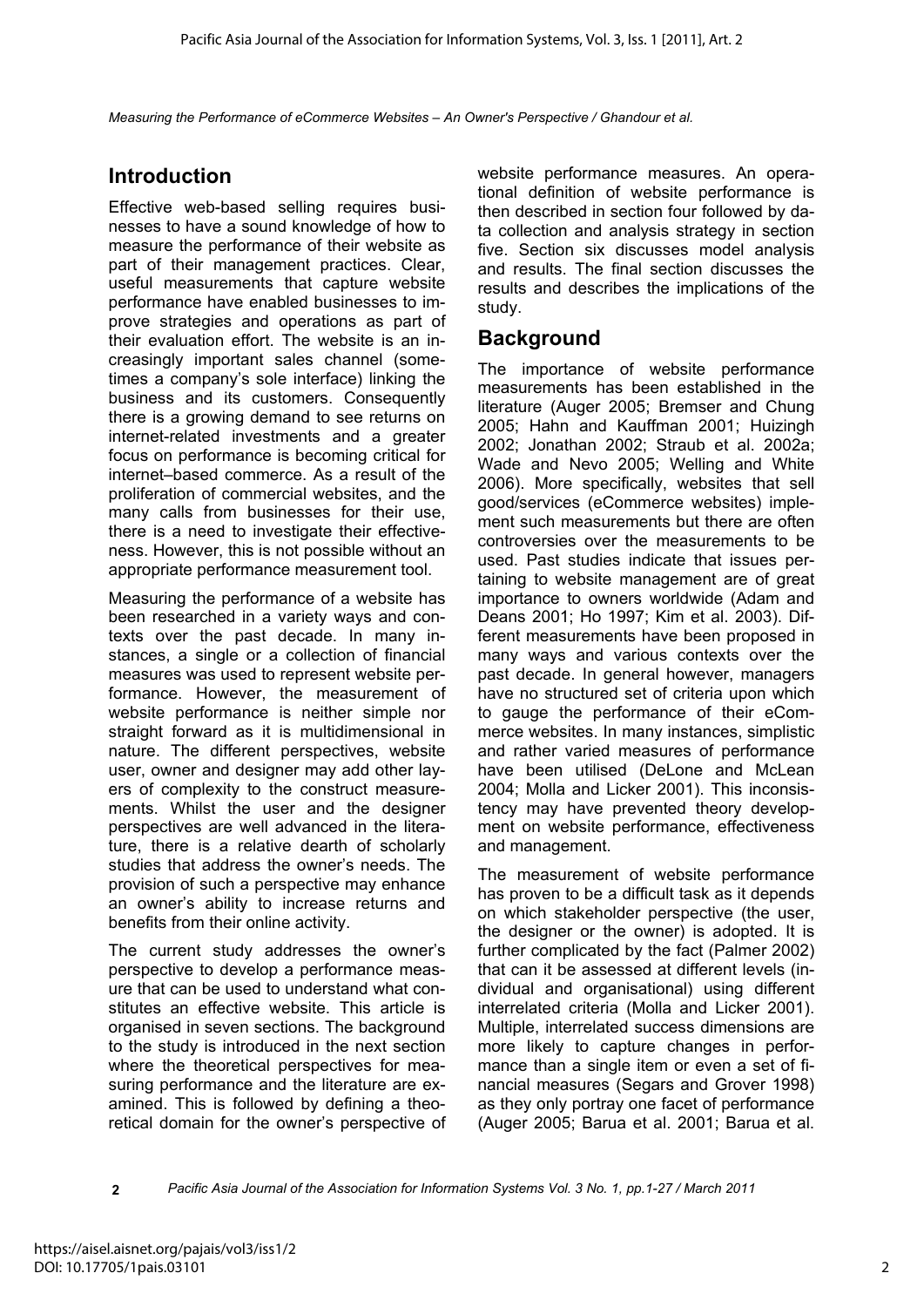## Introduction

Effective web-based selling requires businesses to have a sound knowledge of how to measure the performance of their website as part of their management practices. Clear, useful measurements that capture website performance have enabled businesses to improve strategies and operations as part of their evaluation effort. The website is an increasingly important sales channel (sometimes a company's sole interface) linking the business and its customers. Consequently there is a growing demand to see returns on internet-related investments and a greater focus on performance is becoming critical for internet–based commerce. As a result of the proliferation of commercial websites, and the many calls from businesses for their use, there is a need to investigate their effectiveness. However, this is not possible without an appropriate performance measurement tool.

Measuring the performance of a website has been researched in a variety ways and contexts over the past decade. In many instances, a single or a collection of financial measures was used to represent website performance. However, the measurement of website performance is neither simple nor straight forward as it is multidimensional in nature. The different perspectives, website user, owner and designer may add other layers of complexity to the construct measurements. Whilst the user and the designer perspectives are well advanced in the literature, there is a relative dearth of scholarly studies that address the owner's needs. The provision of such a perspective may enhance an owner's ability to increase returns and benefits from their online activity.

The current study addresses the owner's perspective to develop a performance measure that can be used to understand what constitutes an effective website. This article is organised in seven sections. The background to the study is introduced in the next section where the theoretical perspectives for measuring performance and the literature are examined. This is followed by defining a theoretical domain for the owner's perspective of website performance measures. An operational definition of website performance is then described in section four followed by data collection and analysis strategy in section five. Section six discusses model analysis and results. The final section discusses the results and describes the implications of the study.

## Background

The importance of website performance measurements has been established in the literature (Auger 2005; Bremser and Chung 2005; Hahn and Kauffman 2001; Huizingh 2002; Jonathan 2002; Straub et al. 2002a; Wade and Nevo 2005; Welling and White 2006). More specifically, websites that sell good/services (eCommerce websites) implement such measurements but there are often controversies over the measurements to be used. Past studies indicate that issues pertaining to website management are of great importance to owners worldwide (Adam and Deans 2001; Ho 1997; Kim et al. 2003). Different measurements have been proposed in many ways and various contexts over the past decade. In general however, managers have no structured set of criteria upon which to gauge the performance of their eCommerce websites. In many instances, simplistic and rather varied measures of performance have been utilised (DeLone and McLean 2004; Molla and Licker 2001). This inconsistency may have prevented theory development on website performance, effectiveness and management.

The measurement of website performance has proven to be a difficult task as it depends on which stakeholder perspective (the user, the designer or the owner) is adopted. It is further complicated by the fact (Palmer 2002) that can it be assessed at different levels (individual and organisational) using different interrelated criteria (Molla and Licker 2001). Multiple, interrelated success dimensions are more likely to capture changes in performance than a single item or even a set of financial measures (Segars and Grover 1998) as they only portray one facet of performance (Auger 2005; Barua et al. 2001; Barua et al.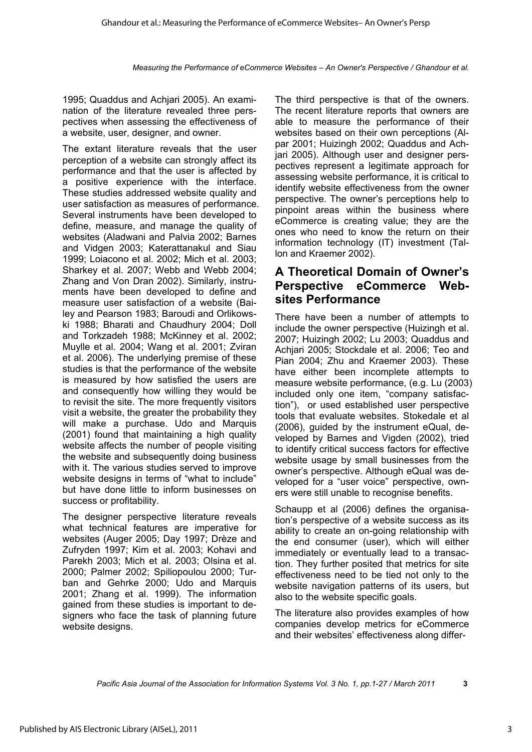1995; Quaddus and Achjari 2005). An examination of the literature revealed three perspectives when assessing the effectiveness of a website, user, designer, and owner.

The extant literature reveals that the user perception of a website can strongly affect its performance and that the user is affected by a positive experience with the interface. These studies addressed website quality and user satisfaction as measures of performance. Several instruments have been developed to define, measure, and manage the quality of websites (Aladwani and Palvia 2002; Barnes and Vidgen 2003; Katerattanakul and Siau 1999; Loiacono et al. 2002; Mich et al. 2003; Sharkey et al. 2007; Webb and Webb 2004; Zhang and Von Dran 2002). Similarly, instruments have been developed to define and measure user satisfaction of a website (Bailey and Pearson 1983; Baroudi and Orlikowski 1988; Bharati and Chaudhury 2004; Doll and Torkzadeh 1988; McKinney et al. 2002; Muylle et al. 2004; Wang et al. 2001; Zviran et al. 2006). The underlying premise of these studies is that the performance of the website is measured by how satisfied the users are and consequently how willing they would be to revisit the site. The more frequently visitors visit a website, the greater the probability they will make a purchase. Udo and Marquis (2001) found that maintaining a high quality website affects the number of people visiting the website and subsequently doing business with it. The various studies served to improve website designs in terms of "what to include" but have done little to inform businesses on success or profitability.

The designer perspective literature reveals what technical features are imperative for websites (Auger 2005; Day 1997; Drèze and Zufryden 1997; Kim et al. 2003; Kohavi and Parekh 2003; Mich et al. 2003; Olsina et al. 2000; Palmer 2002; Spiliopoulou 2000; Turban and Gehrke 2000; Udo and Marquis 2001; Zhang et al. 1999). The information gained from these studies is important to designers who face the task of planning future website designs.

The third perspective is that of the owners. The recent literature reports that owners are able to measure the performance of their websites based on their own perceptions (Alpar 2001; Huizingh 2002; Quaddus and Achjari 2005). Although user and designer perspectives represent a legitimate approach for assessing website performance, it is critical to identify website effectiveness from the owner perspective. The owner's perceptions help to pinpoint areas within the business where eCommerce is creating value; they are the ones who need to know the return on their information technology (IT) investment (Tallon and Kraemer 2002).

## A Theoretical Domain of Owner's Perspective eCommerce Websites Performance

There have been a number of attempts to include the owner perspective (Huizingh et al. 2007; Huizingh 2002; Lu 2003; Quaddus and Achjari 2005; Stockdale et al. 2006; Teo and Pian 2004; Zhu and Kraemer 2003). These have either been incomplete attempts to measure website performance, (e.g. Lu (2003) included only one item, "company satisfaction"), or used established user perspective tools that evaluate websites. Stokedale et al (2006), guided by the instrument eQual, developed by Barnes and Vigden (2002), tried to identify critical success factors for effective website usage by small businesses from the owner's perspective. Although eQual was developed for a "user voice" perspective, owners were still unable to recognise benefits.

Schaupp et al (2006) defines the organisation's perspective of a website success as its ability to create an on-going relationship with the end consumer (user), which will either immediately or eventually lead to a transaction. They further posited that metrics for site effectiveness need to be tied not only to the website navigation patterns of its users, but also to the website specific goals.

The literature also provides examples of how companies develop metrics for eCommerce and their websites' effectiveness along differ-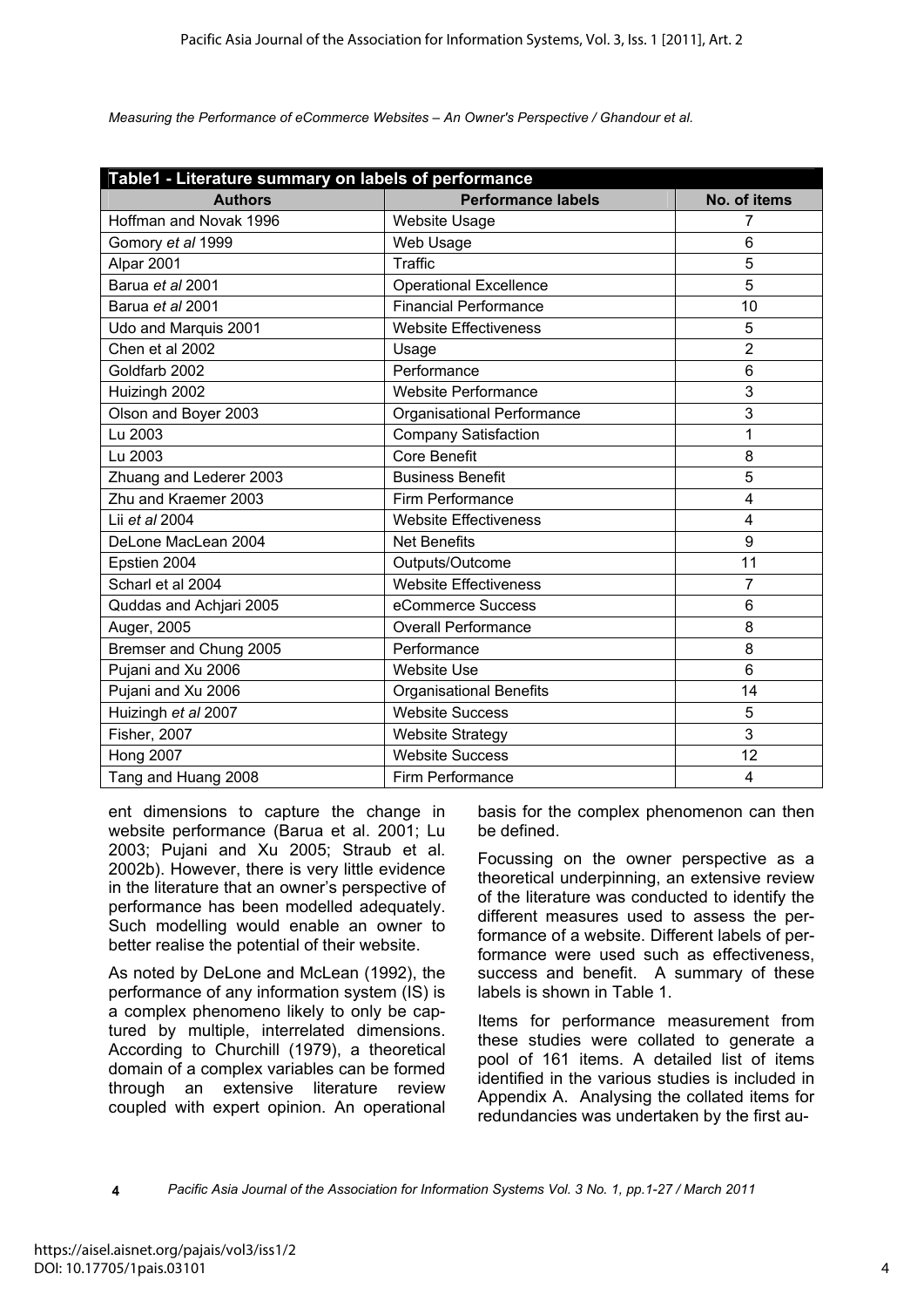**Table1 - Literature summary on labels of performance**

| Authors | Performance labels | No. of items |
|---|---|---|
| Hoffman and Novak 1996 | Website Usage | 7 |
| Gomory *et al* 1999 | Web Usage | 6 |
| Alpar 2001 | Traffic | 5 |
| Barua *et al* 2001 | Operational Excellence | 5 |
| Barua *et al* 2001 | Financial Performance | 10 |
| Udo and Marquis 2001 | Website Effectiveness | 5 |
| Chen et al 2002 | Usage | 2 |
| Goldfarb 2002 | Performance | 6 |
| Huizingh 2002 | Website Performance | 3 |
| Olson and Boyer 2003 | Organisational Performance | 3 |
| Lu 2003 | Company Satisfaction | 1 |
| Lu 2003 | Core Benefit | 8 |
| Zhuang and Lederer 2003 | Business Benefit | 5 |
| Zhu and Kraemer 2003 | Firm Performance | 4 |
| Lii *et al* 2004 | Website Effectiveness | 4 |
| DeLone MacLean 2004 | Net Benefits | 9 |
| Epstien 2004 | Outputs/Outcome | 11 |
| Scharl et al 2004 | Website Effectiveness | 7 |
| Quddas and Achjari 2005 | eCommerce Success | 6 |
| Auger, 2005 | Overall Performance | 8 |
| Bremser and Chung 2005 | Performance | 8 |
| Pujani and Xu 2006 | Website Use | 6 |
| Pujani and Xu 2006 | Organisational Benefits | 14 |
| Huizingh *et al* 2007 | Website Success | 5 |
| Fisher, 2007 | Website Strategy | 3 |
| Hong 2007 | Website Success | 12 |
| Tang and Huang 2008 | Firm Performance | 4 |

ent dimensions to capture the change in website performance (Barua et al. 2001; Lu 2003; Pujani and Xu 2005; Straub et al. 2002b). However, there is very little evidence in the literature that an owner's perspective of performance has been modelled adequately. Such modelling would enable an owner to better realise the potential of their website.

As noted by DeLone and McLean (1992), the performance of any information system (IS) is a complex phenomeno likely to only be captured by multiple, interrelated dimensions. According to Churchill (1979), a theoretical domain of a complex variables can be formed through an extensive literature review coupled with expert opinion. An operational basis for the complex phenomenon can then be defined.

Focussing on the owner perspective as a theoretical underpinning, an extensive review of the literature was conducted to identify the different measures used to assess the performance of a website. Different labels of performance were used such as effectiveness, success and benefit. A summary of these labels is shown in Table 1.

Items for performance measurement from these studies were collated to generate a pool of 161 items. A detailed list of items identified in the various studies is included in Appendix A. Analysing the collated items for redundancies was undertaken by the first au-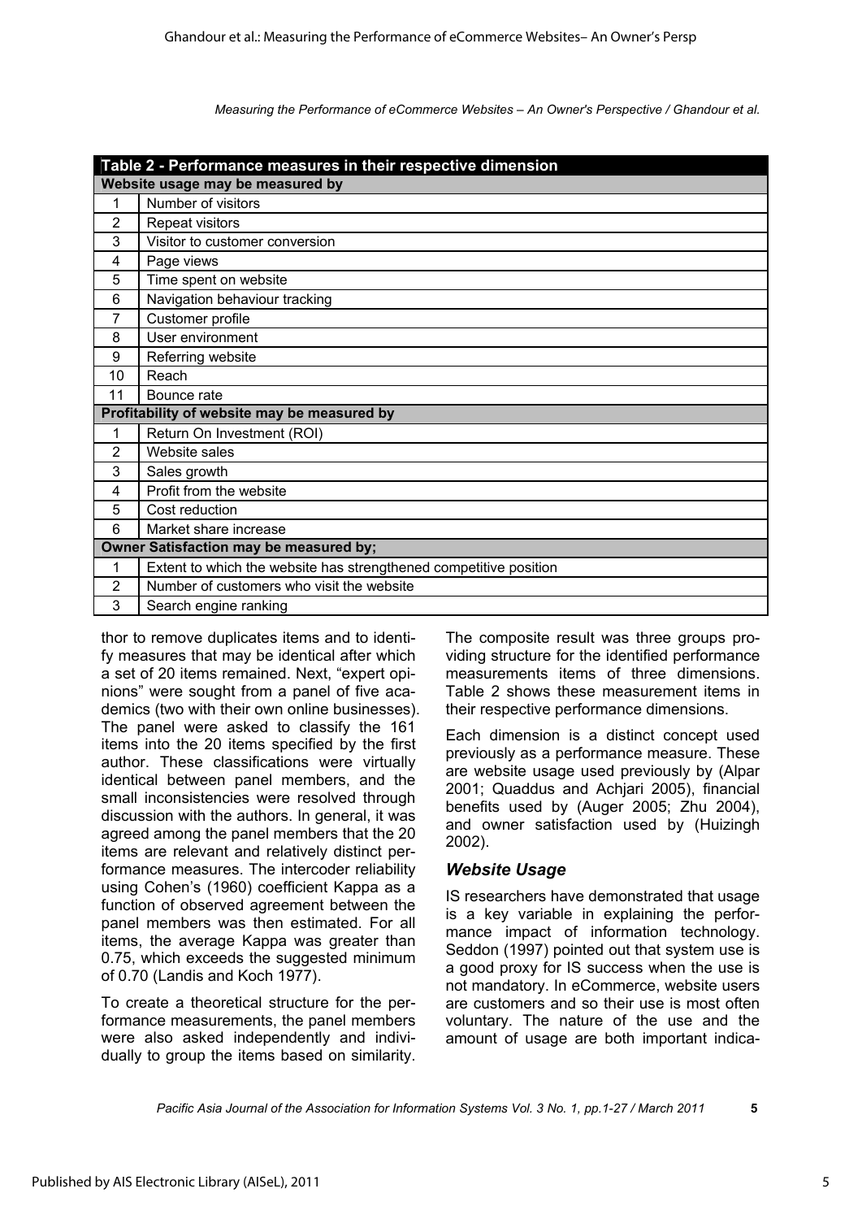**Table 2 - Performance measures in their respective dimension**

| | |
|---|---|
| **Website usage may be measured by** | |
| 1 | Number of visitors |
| 2 | Repeat visitors |
| 3 | Visitor to customer conversion |
| 4 | Page views |
| 5 | Time spent on website |
| 6 | Navigation behaviour tracking |
| 7 | Customer profile |
| 8 | User environment |
| 9 | Referring website |
| 10 | Reach |
| 11 | Bounce rate |
| **Profitability of website may be measured by** | |
| 1 | Return On Investment (ROI) |
| 2 | Website sales |
| 3 | Sales growth |
| 4 | Profit from the website |
| 5 | Cost reduction |
| 6 | Market share increase |
| **Owner Satisfaction may be measured by;** | |
| 1 | Extent to which the website has strengthened competitive position |
| 2 | Number of customers who visit the website |
| 3 | Search engine ranking |

thor to remove duplicates items and to identify measures that may be identical after which a set of 20 items remained. Next, "expert opinions" were sought from a panel of five academics (two with their own online businesses). The panel were asked to classify the 161 items into the 20 items specified by the first author. These classifications were virtually identical between panel members, and the small inconsistencies were resolved through discussion with the authors. In general, it was agreed among the panel members that the 20 items are relevant and relatively distinct performance measures. The intercoder reliability using Cohen's (1960) coefficient Kappa as a function of observed agreement between the panel members was then estimated. For all items, the average Kappa was greater than 0.75, which exceeds the suggested minimum of 0.70 (Landis and Koch 1977).

To create a theoretical structure for the performance measurements, the panel members were also asked independently and individually to group the items based on similarity. The composite result was three groups providing structure for the identified performance measurements items of three dimensions. Table 2 shows these measurement items in their respective performance dimensions.

Each dimension is a distinct concept used previously as a performance measure. These are website usage used previously by (Alpar 2001; Quaddus and Achjari 2005), financial benefits used by (Auger 2005; Zhu 2004), and owner satisfaction used by (Huizingh 2002).

### *Website Usage*

IS researchers have demonstrated that usage is a key variable in explaining the performance impact of information technology. Seddon (1997) pointed out that system use is a good proxy for IS success when the use is not mandatory. In eCommerce, website users are customers and so their use is most often voluntary. The nature of the use and the amount of usage are both important indica-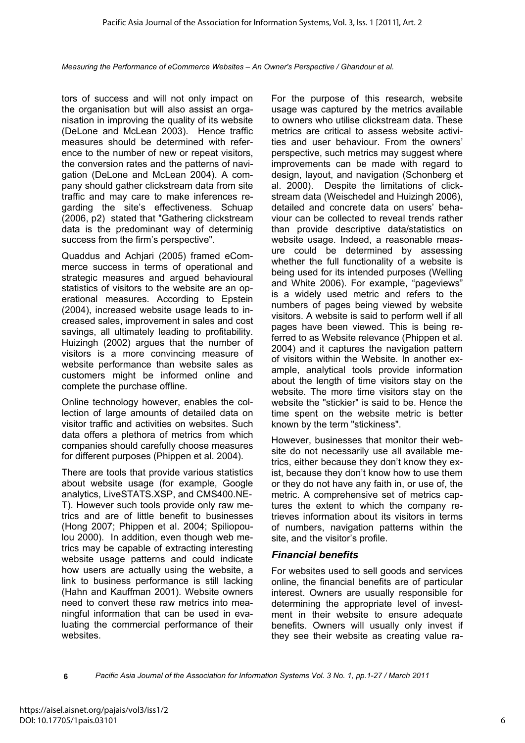tors of success and will not only impact on the organisation but will also assist an organisation in improving the quality of its website (DeLone and McLean 2003). Hence traffic measures should be determined with reference to the number of new or repeat visitors, the conversion rates and the patterns of navigation (DeLone and McLean 2004). A company should gather clickstream data from site traffic and may care to make inferences regarding the site's effectiveness. Schuap (2006, p2) stated that "Gathering clickstream data is the predominant way of determinig success from the firm's perspective".

Quaddus and Achjari (2005) framed eCommerce success in terms of operational and strategic measures and argued behavioural statistics of visitors to the website are an operational measures. According to Epstein (2004), increased website usage leads to increased sales, improvement in sales and cost savings, all ultimately leading to profitability. Huizingh (2002) argues that the number of visitors is a more convincing measure of website performance than website sales as customers might be informed online and complete the purchase offline.

Online technology however, enables the collection of large amounts of detailed data on visitor traffic and activities on websites. Such data offers a plethora of metrics from which companies should carefully choose measures for different purposes (Phippen et al. 2004).

There are tools that provide various statistics about website usage (for example, Google analytics, LiveSTATS.XSP, and CMS400.NET). However such tools provide only raw metrics and are of little benefit to businesses (Hong 2007; Phippen et al. 2004; Spiliopoulou 2000). In addition, even though web metrics may be capable of extracting interesting website usage patterns and could indicate how users are actually using the website, a link to business performance is still lacking (Hahn and Kauffman 2001). Website owners need to convert these raw metrics into meaningful information that can be used in evaluating the commercial performance of their websites.

For the purpose of this research, website usage was captured by the metrics available to owners who utilise clickstream data. These metrics are critical to assess website activities and user behaviour. From the owners' perspective, such metrics may suggest where improvements can be made with regard to design, layout, and navigation (Schonberg et al. 2000). Despite the limitations of clickstream data (Weischedel and Huizingh 2006), detailed and concrete data on users' behaviour can be collected to reveal trends rather than provide descriptive data/statistics on website usage. Indeed, a reasonable measure could be determined by assessing whether the full functionality of a website is being used for its intended purposes (Welling and White 2006). For example, "pageviews" is a widely used metric and refers to the numbers of pages being viewed by website visitors. A website is said to perform well if all pages have been viewed. This is being referred to as Website relevance (Phippen et al. 2004) and it captures the navigation pattern of visitors within the Website. In another example, analytical tools provide information about the length of time visitors stay on the website. The more time visitors stay on the website the "stickier" is said to be. Hence the time spent on the website metric is better known by the term "stickiness".

However, businesses that monitor their website do not necessarily use all available metrics, either because they don't know they exist, because they don't know how to use them or they do not have any faith in, or use of, the metric. A comprehensive set of metrics captures the extent to which the company retrieves information about its visitors in terms of numbers, navigation patterns within the site, and the visitor's profile.

### *Financial benefits*

For websites used to sell goods and services online, the financial benefits are of particular interest. Owners are usually responsible for determining the appropriate level of investment in their website to ensure adequate benefits. Owners will usually only invest if they see their website as creating value ra-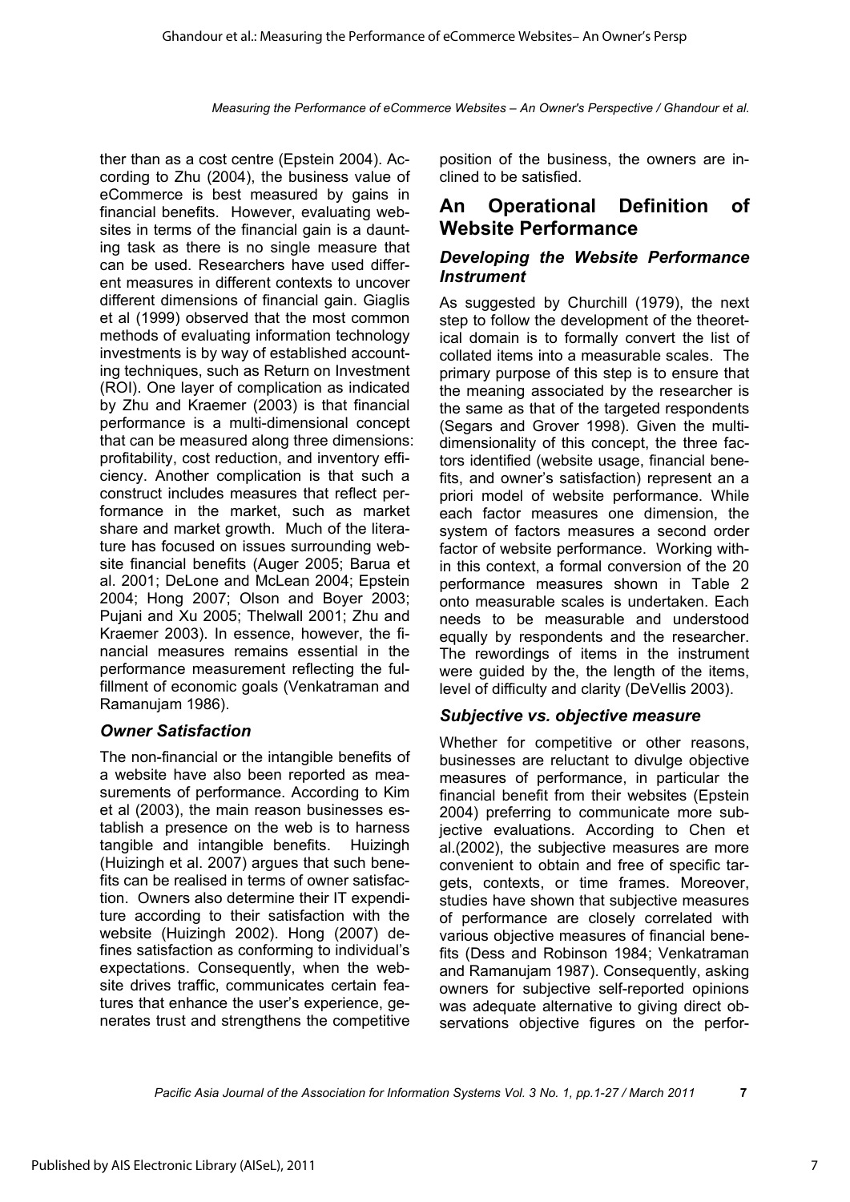ther than as a cost centre (Epstein 2004). According to Zhu (2004), the business value of eCommerce is best measured by gains in financial benefits. However, evaluating websites in terms of the financial gain is a daunting task as there is no single measure that can be used. Researchers have used different measures in different contexts to uncover different dimensions of financial gain. Giaglis et al (1999) observed that the most common methods of evaluating information technology investments is by way of established accounting techniques, such as Return on Investment (ROI). One layer of complication as indicated by Zhu and Kraemer (2003) is that financial performance is a multi-dimensional concept that can be measured along three dimensions: profitability, cost reduction, and inventory efficiency. Another complication is that such a construct includes measures that reflect performance in the market, such as market share and market growth. Much of the literature has focused on issues surrounding website financial benefits (Auger 2005; Barua et al. 2001; DeLone and McLean 2004; Epstein 2004; Hong 2007; Olson and Boyer 2003; Pujani and Xu 2005; Thelwall 2001; Zhu and Kraemer 2003). In essence, however, the financial measures remains essential in the performance measurement reflecting the fulfillment of economic goals (Venkatraman and Ramanujam 1986).

### *Owner Satisfaction*

The non-financial or the intangible benefits of a website have also been reported as measurements of performance. According to Kim et al (2003), the main reason businesses establish a presence on the web is to harness tangible and intangible benefits. Huizingh (Huizingh et al. 2007) argues that such benefits can be realised in terms of owner satisfaction. Owners also determine their IT expenditure according to their satisfaction with the website (Huizingh 2002). Hong (2007) defines satisfaction as conforming to individual's expectations. Consequently, when the website drives traffic, communicates certain features that enhance the user's experience, generates trust and strengthens the competitive position of the business, the owners are inclined to be satisfied.

## An Operational Definition of Website Performance

### *Developing the Website Performance Instrument*

As suggested by Churchill (1979), the next step to follow the development of the theoretical domain is to formally convert the list of collated items into a measurable scales. The primary purpose of this step is to ensure that the meaning associated by the researcher is the same as that of the targeted respondents (Segars and Grover 1998). Given the multi-dimensionality of this concept, the three factors identified (website usage, financial benefits, and owner's satisfaction) represent an a priori model of website performance. While each factor measures one dimension, the system of factors measures a second order factor of website performance. Working within this context, a formal conversion of the 20 performance measures shown in Table 2 onto measurable scales is undertaken. Each needs to be measurable and understood equally by respondents and the researcher. The rewordings of items in the instrument were guided by the, the length of the items, level of difficulty and clarity (DeVellis 2003).

### *Subjective vs. objective measure*

Whether for competitive or other reasons, businesses are reluctant to divulge objective measures of performance, in particular the financial benefit from their websites (Epstein 2004) preferring to communicate more subjective evaluations. According to Chen et al.(2002), the subjective measures are more convenient to obtain and free of specific targets, contexts, or time frames. Moreover, studies have shown that subjective measures of performance are closely correlated with various objective measures of financial benefits (Dess and Robinson 1984; Venkatraman and Ramanujam 1987). Consequently, asking owners for subjective self-reported opinions was adequate alternative to giving direct observations objective figures on the perfor-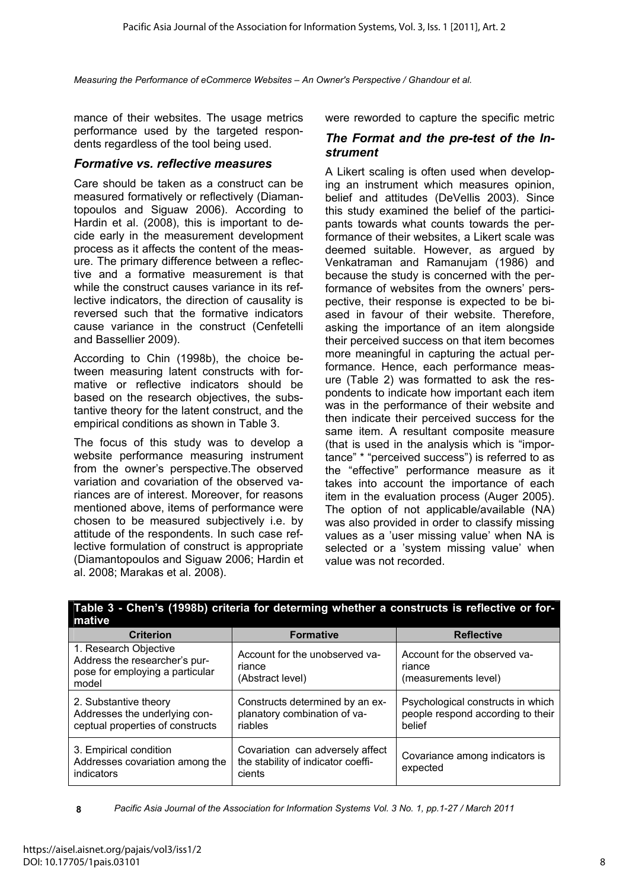mance of their websites. The usage metrics performance used by the targeted respondents regardless of the tool being used.

### *Formative vs. reflective measures*

Care should be taken as a construct can be measured formatively or reflectively (Diamantopoulos and Siguaw 2006). According to Hardin et al. (2008), this is important to decide early in the measurement development process as it affects the content of the measure. The primary difference between a reflective and a formative measurement is that while the construct causes variance in its reflective indicators, the direction of causality is reversed such that the formative indicators cause variance in the construct (Cenfetelli and Bassellier 2009).

According to Chin (1998b), the choice between measuring latent constructs with formative or reflective indicators should be based on the research objectives, the substantive theory for the latent construct, and the empirical conditions as shown in Table 3.

The focus of this study was to develop a website performance measuring instrument from the owner's perspective.The observed variation and covariation of the observed variances are of interest. Moreover, for reasons mentioned above, items of performance were chosen to be measured subjectively i.e. by attitude of the respondents. In such case reflective formulation of construct is appropriate (Diamantopoulos and Siguaw 2006; Hardin et al. 2008; Marakas et al. 2008).

were reworded to capture the specific metric

### *The Format and the pre-test of the Instrument*

A Likert scaling is often used when developing an instrument which measures opinion, belief and attitudes (DeVellis 2003). Since this study examined the belief of the participants towards what counts towards the performance of their websites, a Likert scale was deemed suitable. However, as argued by Venkatraman and Ramanujam (1986) and because the study is concerned with the performance of websites from the owners' perspective, their response is expected to be biased in favour of their website. Therefore, asking the importance of an item alongside their perceived success on that item becomes more meaningful in capturing the actual performance. Hence, each performance measure (Table 2) was formatted to ask the respondents to indicate how important each item was in the performance of their website and then indicate their perceived success for the same item. A resultant composite measure (that is used in the analysis which is "importance" * "perceived success") is referred to as the "effective" performance measure as it takes into account the importance of each item in the evaluation process (Auger 2005). The option of not applicable/available (NA) was also provided in order to classify missing values as a 'user missing value' when NA is selected or a 'system missing value' when value was not recorded.

**Table 3 - Chen's (1998b) criteria for determing whether a constructs is reflective or formative**

| Criterion | Formative | Reflective |
|---|---|---|
| 1. Research Objective<br>Address the researcher's purpose for employing a particular model | Account for the unobserved variance<br>(Abstract level) | Account for the observed variance<br>(measurements level) |
| 2. Substantive theory<br>Addresses the underlying conceptual properties of constructs | Constructs determined by an explanatory combination of variables | Psychological constructs in which people respond according to their belief |
| 3. Empirical condition<br>Addresses covariation among the indicators | Covariation can adversely affect the stability of indicator coefficients | Covariance among indicators is expected |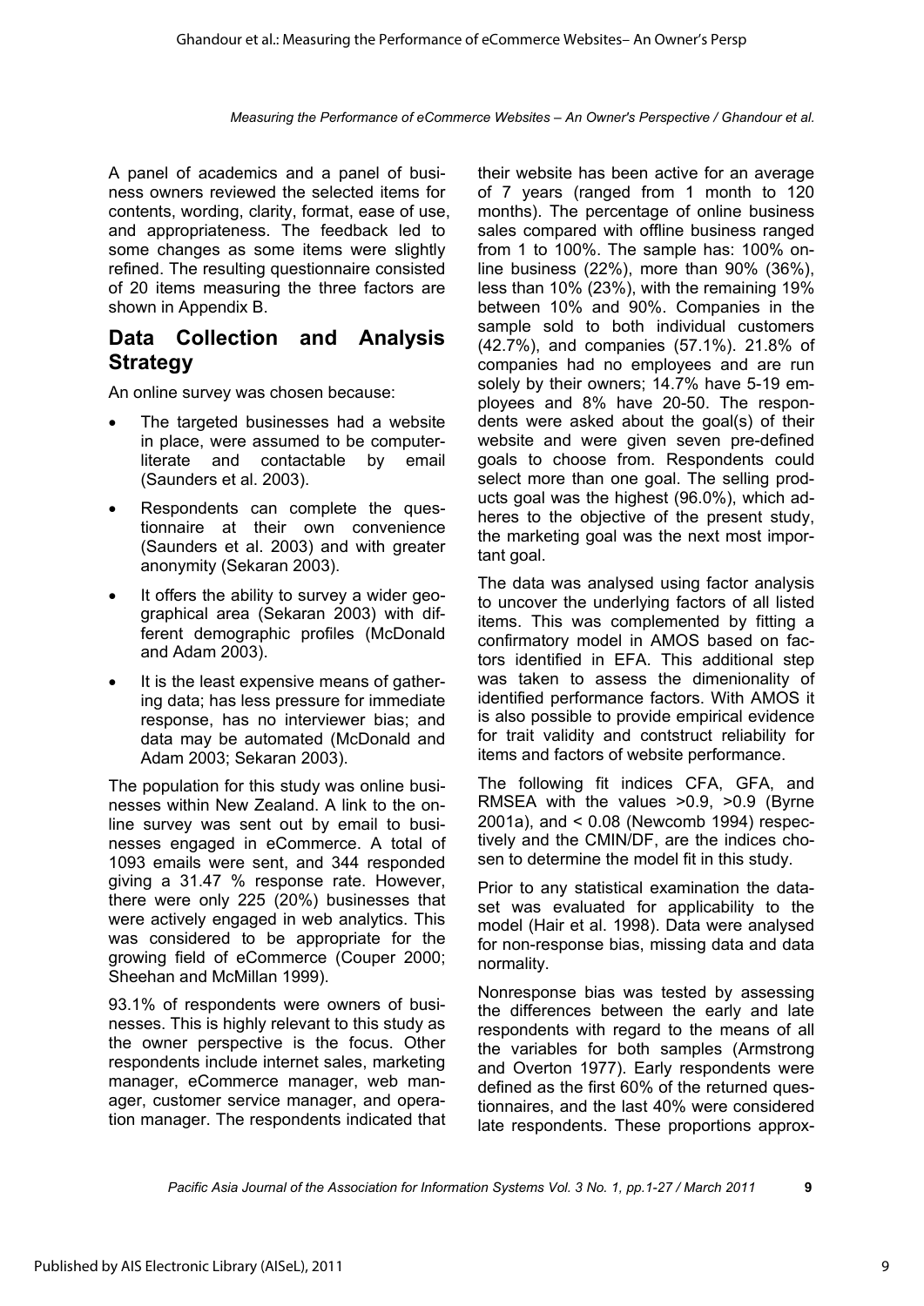A panel of academics and a panel of business owners reviewed the selected items for contents, wording, clarity, format, ease of use, and appropriateness. The feedback led to some changes as some items were slightly refined. The resulting questionnaire consisted of 20 items measuring the three factors are shown in Appendix B.

## Data Collection and Analysis Strategy

An online survey was chosen because:

- The targeted businesses had a website in place, were assumed to be computer-literate and contactable by email (Saunders et al. 2003).
- Respondents can complete the questionnaire at their own convenience (Saunders et al. 2003) and with greater anonymity (Sekaran 2003).
- It offers the ability to survey a wider geographical area (Sekaran 2003) with different demographic profiles (McDonald and Adam 2003).
- It is the least expensive means of gathering data; has less pressure for immediate response, has no interviewer bias; and data may be automated (McDonald and Adam 2003; Sekaran 2003).

The population for this study was online businesses within New Zealand. A link to the online survey was sent out by email to businesses engaged in eCommerce. A total of 1093 emails were sent, and 344 responded giving a 31.47 % response rate. However, there were only 225 (20%) businesses that were actively engaged in web analytics. This was considered to be appropriate for the growing field of eCommerce (Couper 2000; Sheehan and McMillan 1999).

93.1% of respondents were owners of businesses. This is highly relevant to this study as the owner perspective is the focus. Other respondents include internet sales, marketing manager, eCommerce manager, web manager, customer service manager, and operation manager. The respondents indicated that their website has been active for an average of 7 years (ranged from 1 month to 120 months). The percentage of online business sales compared with offline business ranged from 1 to 100%. The sample has: 100% online business (22%), more than 90% (36%), less than 10% (23%), with the remaining 19% between 10% and 90%. Companies in the sample sold to both individual customers (42.7%), and companies (57.1%). 21.8% of companies had no employees and are run solely by their owners; 14.7% have 5-19 employees and 8% have 20-50. The respondents were asked about the goal(s) of their website and were given seven pre-defined goals to choose from. Respondents could select more than one goal. The selling products goal was the highest (96.0%), which adheres to the objective of the present study, the marketing goal was the next most important goal.

The data was analysed using factor analysis to uncover the underlying factors of all listed items. This was complemented by fitting a confirmatory model in AMOS based on factors identified in EFA. This additional step was taken to assess the dimenionality of identified performance factors. With AMOS it is also possible to provide empirical evidence for trait validity and contstruct reliability for items and factors of website performance.

The following fit indices CFA, GFA, and RMSEA with the values >0.9, >0.9 (Byrne 2001a), and < 0.08 (Newcomb 1994) respectively and the CMIN/DF, are the indices chosen to determine the model fit in this study.

Prior to any statistical examination the dataset was evaluated for applicability to the model (Hair et al. 1998). Data were analysed for non-response bias, missing data and data normality.

Nonresponse bias was tested by assessing the differences between the early and late respondents with regard to the means of all the variables for both samples (Armstrong and Overton 1977). Early respondents were defined as the first 60% of the returned questionnaires, and the last 40% were considered late respondents. These proportions approx-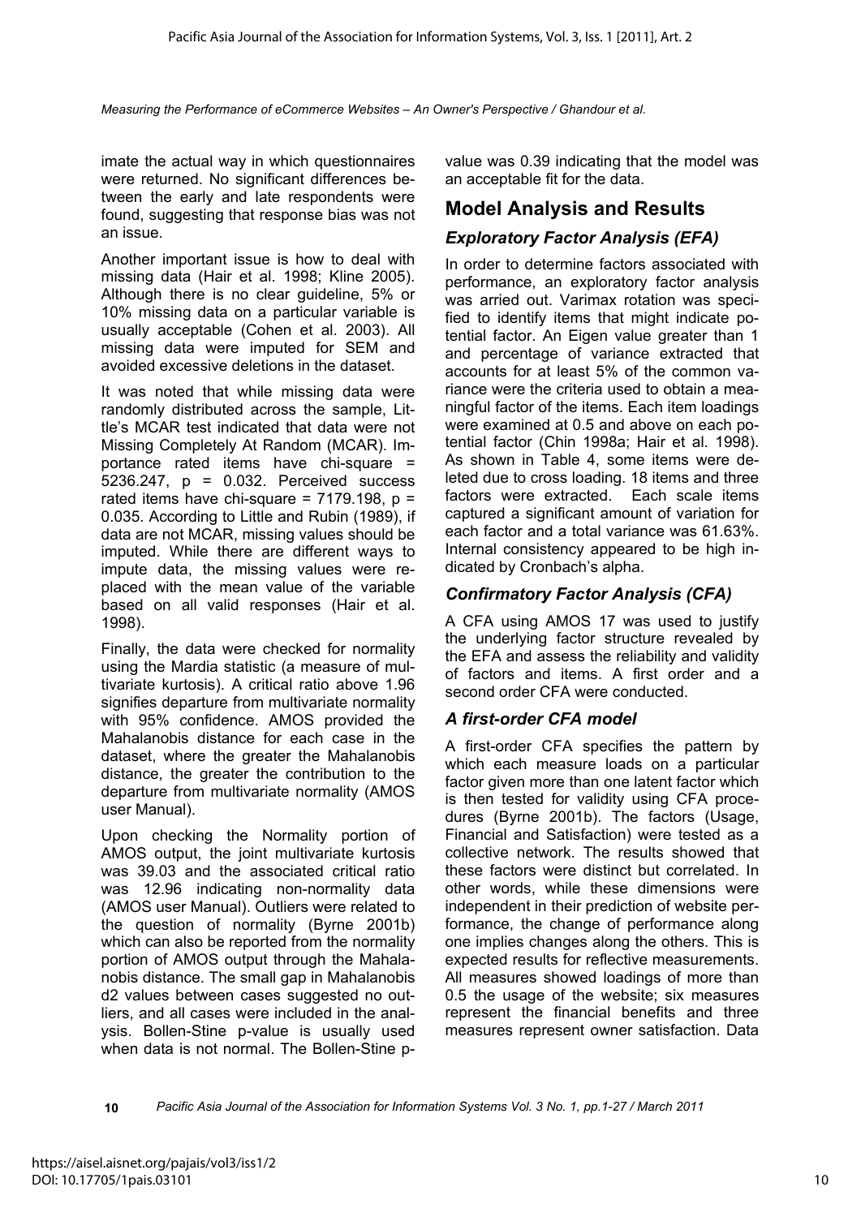imate the actual way in which questionnaires were returned. No significant differences between the early and late respondents were found, suggesting that response bias was not an issue.

Another important issue is how to deal with missing data (Hair et al. 1998; Kline 2005). Although there is no clear guideline, 5% or 10% missing data on a particular variable is usually acceptable (Cohen et al. 2003). All missing data were imputed for SEM and avoided excessive deletions in the dataset.

It was noted that while missing data were randomly distributed across the sample, Little's MCAR test indicated that data were not Missing Completely At Random (MCAR). Importance rated items have chi-square = 5236.247, p = 0.032. Perceived success rated items have chi-square = 7179.198, p = 0.035. According to Little and Rubin (1989), if data are not MCAR, missing values should be imputed. While there are different ways to impute data, the missing values were replaced with the mean value of the variable based on all valid responses (Hair et al. 1998).

Finally, the data were checked for normality using the Mardia statistic (a measure of multivariate kurtosis). A critical ratio above 1.96 signifies departure from multivariate normality with 95% confidence. AMOS provided the Mahalanobis distance for each case in the dataset, where the greater the Mahalanobis distance, the greater the contribution to the departure from multivariate normality (AMOS user Manual).

Upon checking the Normality portion of AMOS output, the joint multivariate kurtosis was 39.03 and the associated critical ratio was 12.96 indicating non-normality data (AMOS user Manual). Outliers were related to the question of normality (Byrne 2001b) which can also be reported from the normality portion of AMOS output through the Mahalanobis distance. The small gap in Mahalanobis d2 values between cases suggested no outliers, and all cases were included in the analysis. Bollen-Stine p-value is usually used when data is not normal. The Bollen-Stine p-value was 0.39 indicating that the model was an acceptable fit for the data.

## Model Analysis and Results

### *Exploratory Factor Analysis (EFA)*

In order to determine factors associated with performance, an exploratory factor analysis was arried out. Varimax rotation was specified to identify items that might indicate potential factor. An Eigen value greater than 1 and percentage of variance extracted that accounts for at least 5% of the common variance were the criteria used to obtain a meaningful factor of the items. Each item loadings were examined at 0.5 and above on each potential factor (Chin 1998a; Hair et al. 1998). As shown in Table 4, some items were deleted due to cross loading. 18 items and three factors were extracted. Each scale items captured a significant amount of variation for each factor and a total variance was 61.63%. Internal consistency appeared to be high indicated by Cronbach's alpha.

### *Confirmatory Factor Analysis (CFA)*

A CFA using AMOS 17 was used to justify the underlying factor structure revealed by the EFA and assess the reliability and validity of factors and items. A first order and a second order CFA were conducted.

### *A first-order CFA model*

A first-order CFA specifies the pattern by which each measure loads on a particular factor given more than one latent factor which is then tested for validity using CFA procedures (Byrne 2001b). The factors (Usage, Financial and Satisfaction) were tested as a collective network. The results showed that these factors were distinct but correlated. In other words, while these dimensions were independent in their prediction of website performance, the change of performance along one implies changes along the others. This is expected results for reflective measurements. All measures showed loadings of more than 0.5 the usage of the website; six measures represent the financial benefits and three measures represent owner satisfaction. Data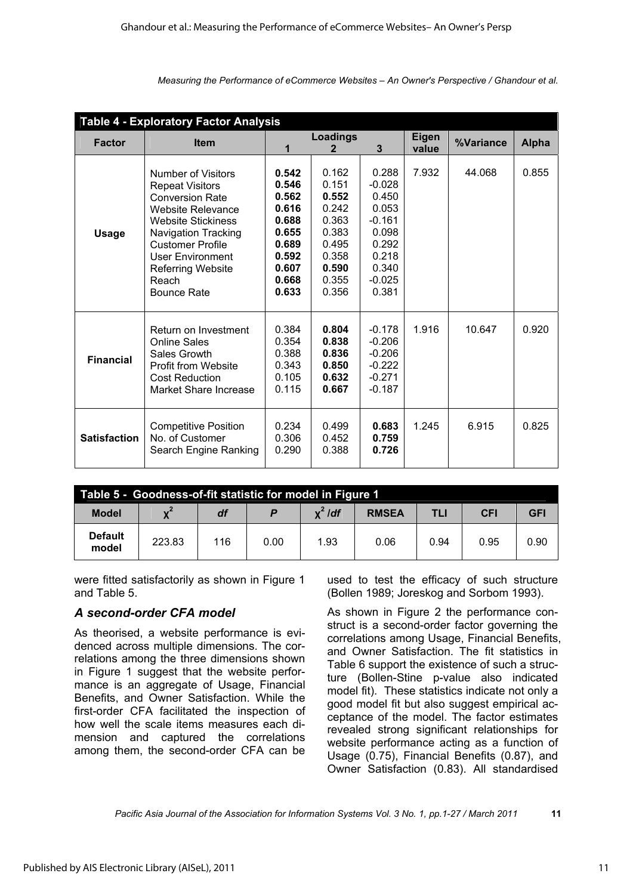**Table 4 - Exploratory Factor Analysis**

| Factor | Item | Loadings 1 | Loadings 2 | Loadings 3 | Eigen value | %Variance | Alpha |
|---|---|---|---|---|---|---|---|
| Usage | Number of Visitors | **0.542** | 0.162 | 0.288 | 7.932 | 44.068 | 0.855 |
| | Repeat Visitors | **0.546** | 0.151 | -0.028 | | | |
| | Conversion Rate | **0.562** | **0.552** | 0.450 | | | |
| | Website Relevance | **0.616** | 0.242 | 0.053 | | | |
| | Website Stickiness | **0.688** | 0.363 | -0.161 | | | |
| | Navigation Tracking | **0.655** | 0.383 | 0.098 | | | |
| | Customer Profile | **0.689** | 0.495 | 0.292 | | | |
| | User Environment | **0.592** | 0.358 | 0.218 | | | |
| | Referring Website | **0.607** | **0.590** | 0.340 | | | |
| | Reach | **0.668** | 0.355 | -0.025 | | | |
| | Bounce Rate | **0.633** | 0.356 | 0.381 | | | |
| Financial | Return on Investment | 0.384 | **0.804** | -0.178 | 1.916 | 10.647 | 0.920 |
| | Online Sales | 0.354 | **0.838** | -0.206 | | | |
| | Sales Growth | 0.388 | **0.836** | -0.206 | | | |
| | Profit from Website | 0.343 | **0.850** | -0.222 | | | |
| | Cost Reduction | 0.105 | **0.632** | -0.271 | | | |
| | Market Share Increase | 0.115 | **0.667** | -0.187 | | | |
| Satisfaction | Competitive Position | 0.234 | 0.499 | **0.683** | 1.245 | 6.915 | 0.825 |
| | No. of Customer | 0.306 | 0.452 | **0.759** | | | |
| | Search Engine Ranking | 0.290 | 0.388 | **0.726** | | | |

**Table 5 - Goodness-of-fit statistic for model in Figure 1**

| Model | $\chi^2$ | *df* | *P* | $\chi^2/df$ | RMSEA | TLI | CFI | GFI |
|---|---|---|---|---|---|---|---|---|
| Default model | 223.83 | 116 | 0.00 | 1.93 | 0.06 | 0.94 | 0.95 | 0.90 |

were fitted satisfactorily as shown in Figure 1 and Table 5.

### *A second-order CFA model*

As theorised, a website performance is evidenced across multiple dimensions. The correlations among the three dimensions shown in Figure 1 suggest that the website performance is an aggregate of Usage, Financial Benefits, and Owner Satisfaction. While the first-order CFA facilitated the inspection of how well the scale items measures each dimension and captured the correlations among them, the second-order CFA can be used to test the efficacy of such structure (Bollen 1989; Joreskog and Sorbom 1993).

As shown in Figure 2 the performance construct is a second-order factor governing the correlations among Usage, Financial Benefits, and Owner Satisfaction. The fit statistics in Table 6 support the existence of such a structure (Bollen-Stine p-value also indicated model fit). These statistics indicate not only a good model fit but also suggest empirical acceptance of the model. The factor estimates revealed strong significant relationships for website performance acting as a function of Usage (0.75), Financial Benefits (0.87), and Owner Satisfaction (0.83). All standardised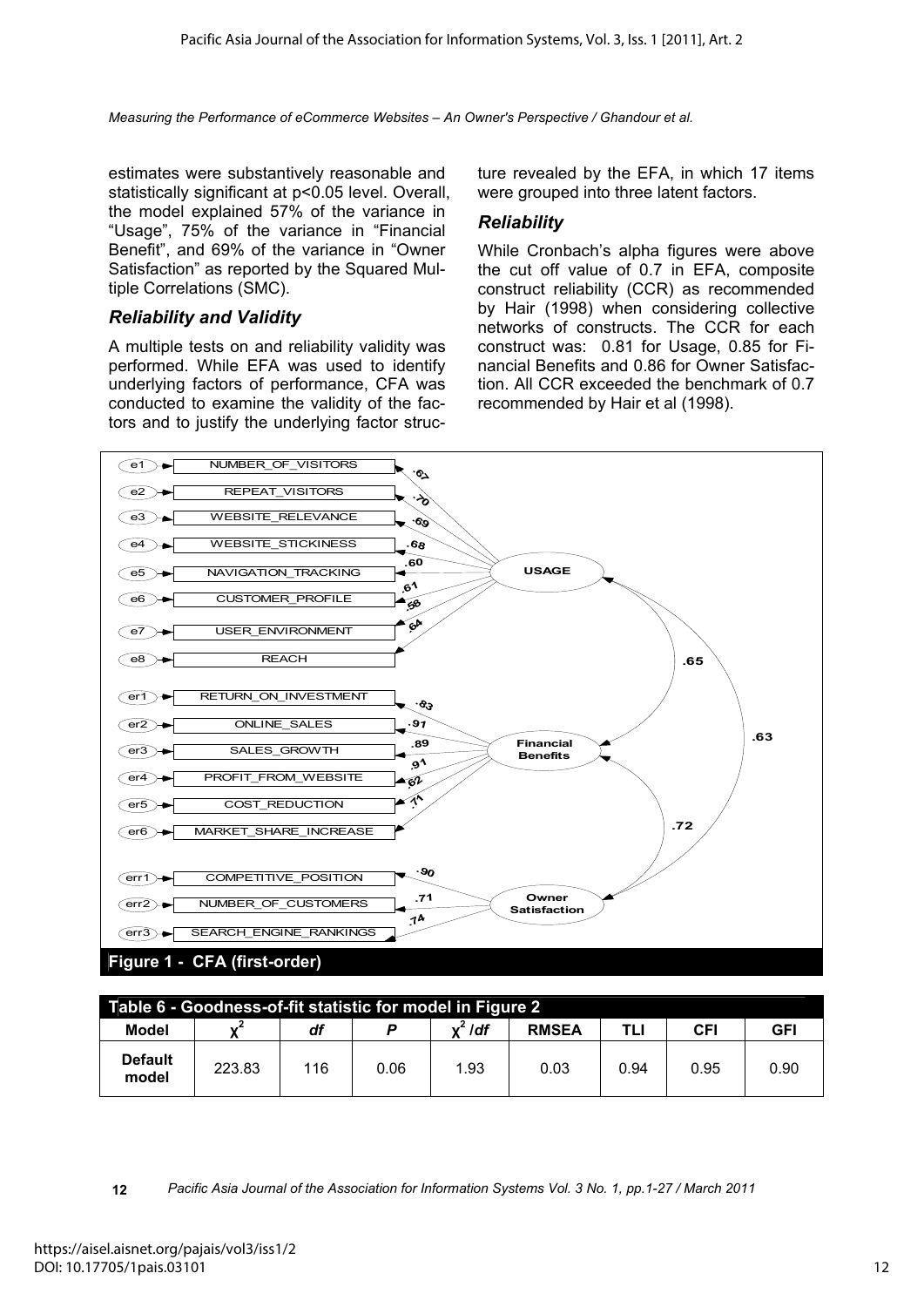estimates were substantively reasonable and statistically significant at p<0.05 level. Overall, the model explained 57% of the variance in "Usage", 75% of the variance in "Financial Benefit", and 69% of the variance in "Owner Satisfaction" as reported by the Squared Multiple Correlations (SMC).

### Reliability and Validity

A multiple tests on and reliability validity was performed. While EFA was used to identify underlying factors of performance, CFA was conducted to examine the validity of the factors and to justify the underlying factor structure revealed by the EFA, in which 17 items were grouped into three latent factors.

### Reliability

While Cronbach's alpha figures were above the cut off value of 0.7 in EFA, composite construct reliability (CCR) as recommended by Hair (1998) when considering collective networks of constructs. The CCR for each construct was: 0.81 for Usage, 0.85 for Financial Benefits and 0.86 for Owner Satisfaction. All CCR exceeded the benchmark of 0.7 recommended by Hair et al (1998).

**Figure 1 - CFA (first-order)**

| Table 6 - Goodness-of-fit statistic for model in Figure 2 | | | | | | | | |
|---|---|---|---|---|---|---|---|---|
| **Model** | $\chi^2$ | *df* | *P* | $\chi^2/df$ | **RMSEA** | **TLI** | **CFI** | **GFI** |
| **Default model** | 223.83 | 116 | 0.06 | 1.93 | 0.03 | 0.94 | 0.95 | 0.90 |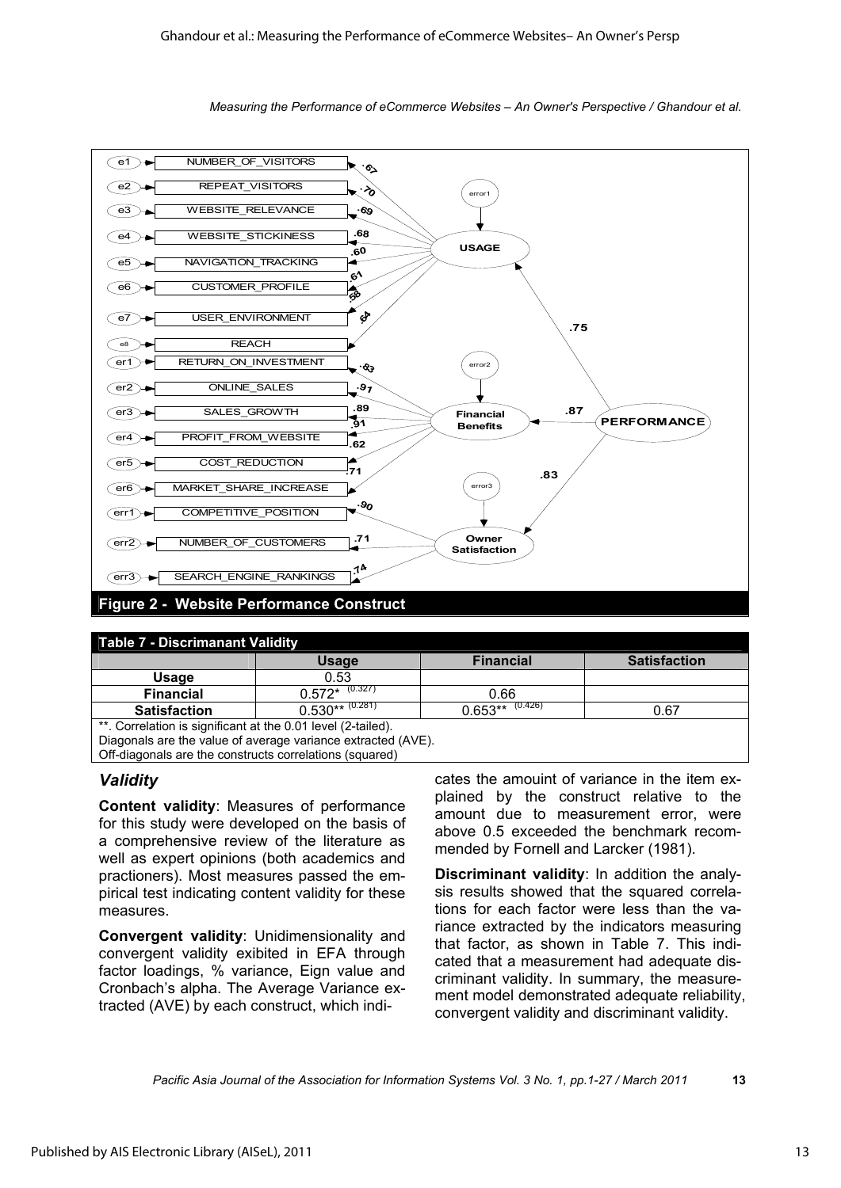**Figure 2 - Website Performance Construct**

| Table 7 - Discrimanant Validity | | | |
|---|---|---|---|
| | **Usage** | **Financial** | **Satisfaction** |
| **Usage** | 0.53 | | |
| **Financial** | 0.572* (0.327) | 0.66 | |
| **Satisfaction** | 0.530** (0.281) | 0.653** (0.426) | 0.67 |

**. Correlation is significant at the 0.01 level (2-tailed).
Diagonals are the value of average variance extracted (AVE).
Off-diagonals are the constructs correlations (squared)

### *Validity*

**Content validity**: Measures of performance for this study were developed on the basis of a comprehensive review of the literature as well as expert opinions (both academics and practioners). Most measures passed the empirical test indicating content validity for these measures.

**Convergent validity**: Unidimensionality and convergent validity exibited in EFA through factor loadings, % variance, Eign value and Cronbach's alpha. The Average Variance extracted (AVE) by each construct, which indicates the amouint of variance in the item explained by the construct relative to the amount due to measurement error, were above 0.5 exceeded the benchmark recommended by Fornell and Larcker (1981).

**Discriminant validity**: In addition the analysis results showed that the squared correlations for each factor were less than the variance extracted by the indicators measuring that factor, as shown in Table 7. This indicated that a measurement had adequate discriminant validity. In summary, the measurement model demonstrated adequate reliability, convergent validity and discriminant validity.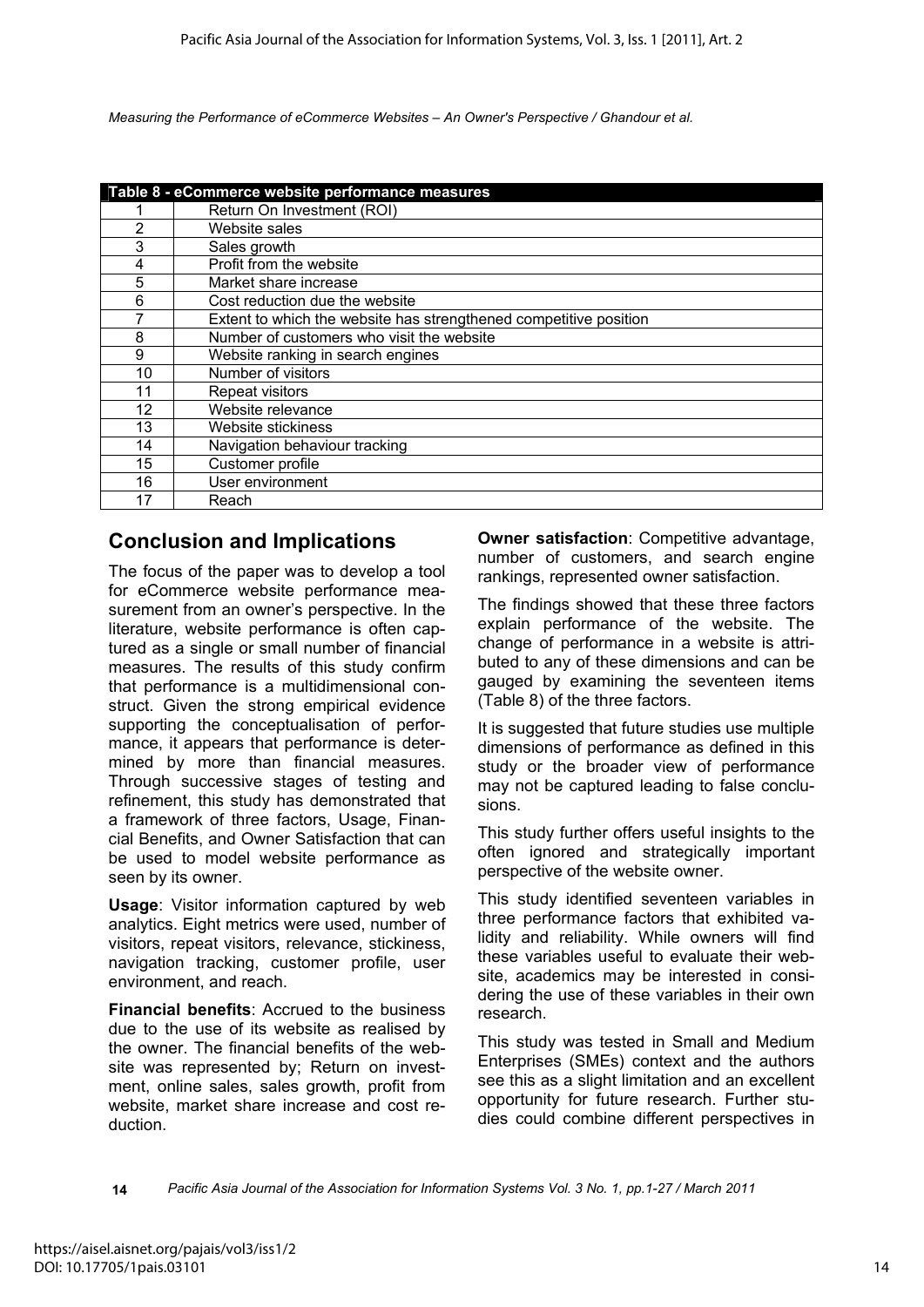**Table 8 - eCommerce website performance measures**

| | |
|---|---|
| 1 | Return On Investment (ROI) |
| 2 | Website sales |
| 3 | Sales growth |
| 4 | Profit from the website |
| 5 | Market share increase |
| 6 | Cost reduction due the website |
| 7 | Extent to which the website has strengthened competitive position |
| 8 | Number of customers who visit the website |
| 9 | Website ranking in search engines |
| 10 | Number of visitors |
| 11 | Repeat visitors |
| 12 | Website relevance |
| 13 | Website stickiness |
| 14 | Navigation behaviour tracking |
| 15 | Customer profile |
| 16 | User environment |
| 17 | Reach |

## Conclusion and Implications

The focus of the paper was to develop a tool for eCommerce website performance measurement from an owner's perspective. In the literature, website performance is often captured as a single or small number of financial measures. The results of this study confirm that performance is a multidimensional construct. Given the strong empirical evidence supporting the conceptualisation of performance, it appears that performance is determined by more than financial measures. Through successive stages of testing and refinement, this study has demonstrated that a framework of three factors, Usage, Financial Benefits, and Owner Satisfaction that can be used to model website performance as seen by its owner.

**Usage**: Visitor information captured by web analytics. Eight metrics were used, number of visitors, repeat visitors, relevance, stickiness, navigation tracking, customer profile, user environment, and reach.

**Financial benefits**: Accrued to the business due to the use of its website as realised by the owner. The financial benefits of the website was represented by; Return on investment, online sales, sales growth, profit from website, market share increase and cost reduction.

**Owner satisfaction**: Competitive advantage, number of customers, and search engine rankings, represented owner satisfaction.

The findings showed that these three factors explain performance of the website. The change of performance in a website is attributed to any of these dimensions and can be gauged by examining the seventeen items (Table 8) of the three factors.

It is suggested that future studies use multiple dimensions of performance as defined in this study or the broader view of performance may not be captured leading to false conclusions.

This study further offers useful insights to the often ignored and strategically important perspective of the website owner.

This study identified seventeen variables in three performance factors that exhibited validity and reliability. While owners will find these variables useful to evaluate their website, academics may be interested in considering the use of these variables in their own research.

This study was tested in Small and Medium Enterprises (SMEs) context and the authors see this as a slight limitation and an excellent opportunity for future research. Further studies could combine different perspectives in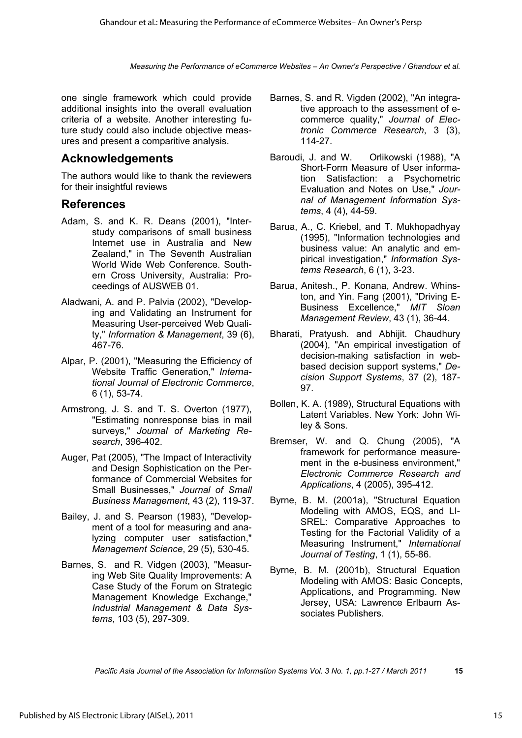one single framework which could provide additional insights into the overall evaluation criteria of a website. Another interesting future study could also include objective measures and present a comparitive analysis.

## Acknowledgements

The authors would like to thank the reviewers for their insightful reviews

## References

Adam, S. and K. R. Deans (2001), "Inter-study comparisons of small business Internet use in Australia and New Zealand," in The Seventh Australian World Wide Web Conference. Southern Cross University, Australia: Proceedings of AUSWEB 01.

Aladwani, A. and P. Palvia (2002), "Developing and Validating an Instrument for Measuring User-perceived Web Quality," *Information & Management*, 39 (6), 467-76.

Alpar, P. (2001), "Measuring the Efficiency of Website Traffic Generation," *International Journal of Electronic Commerce*, 6 (1), 53-74.

Armstrong, J. S. and T. S. Overton (1977), "Estimating nonresponse bias in mail surveys," *Journal of Marketing Research*, 396-402.

Auger, Pat (2005), "The Impact of Interactivity and Design Sophistication on the Performance of Commercial Websites for Small Businesses," *Journal of Small Business Management*, 43 (2), 119-37.

Bailey, J. and S. Pearson (1983), "Development of a tool for measuring and analyzing computer user satisfaction," *Management Science*, 29 (5), 530-45.

Barnes, S. and R. Vidgen (2003), "Measuring Web Site Quality Improvements: A Case Study of the Forum on Strategic Management Knowledge Exchange," *Industrial Management & Data Systems*, 103 (5), 297-309.

Barnes, S. and R. Vigden (2002), "An integrative approach to the assessment of e-commerce quality," *Journal of Electronic Commerce Research*, 3 (3), 114-27.

Baroudi, J. and W. Orlikowski (1988), "A Short-Form Measure of User information Satisfaction: a Psychometric Evaluation and Notes on Use," *Journal of Management Information Systems*, 4 (4), 44-59.

Barua, A., C. Kriebel, and T. Mukhopadhyay (1995), "Information technologies and business value: An analytic and empirical investigation," *Information Systems Research*, 6 (1), 3-23.

Barua, Anitesh., P. Konana, Andrew. Whinston, and Yin. Fang (2001), "Driving E-Business Excellence," *MIT Sloan Management Review*, 43 (1), 36-44.

Bharati, Pratyush. and Abhijit. Chaudhury (2004), "An empirical investigation of decision-making satisfaction in web-based decision support systems," *Decision Support Systems*, 37 (2), 187-97.

Bollen, K. A. (1989), Structural Equations with Latent Variables. New York: John Wiley & Sons.

Bremser, W. and Q. Chung (2005), "A framework for performance measurement in the e-business environment," *Electronic Commerce Research and Applications*, 4 (2005), 395-412.

Byrne, B. M. (2001a), "Structural Equation Modeling with AMOS, EQS, and LISREL: Comparative Approaches to Testing for the Factorial Validity of a Measuring Instrument," *International Journal of Testing*, 1 (1), 55-86.

Byrne, B. M. (2001b), Structural Equation Modeling with AMOS: Basic Concepts, Applications, and Programming. New Jersey, USA: Lawrence Erlbaum Associates Publishers.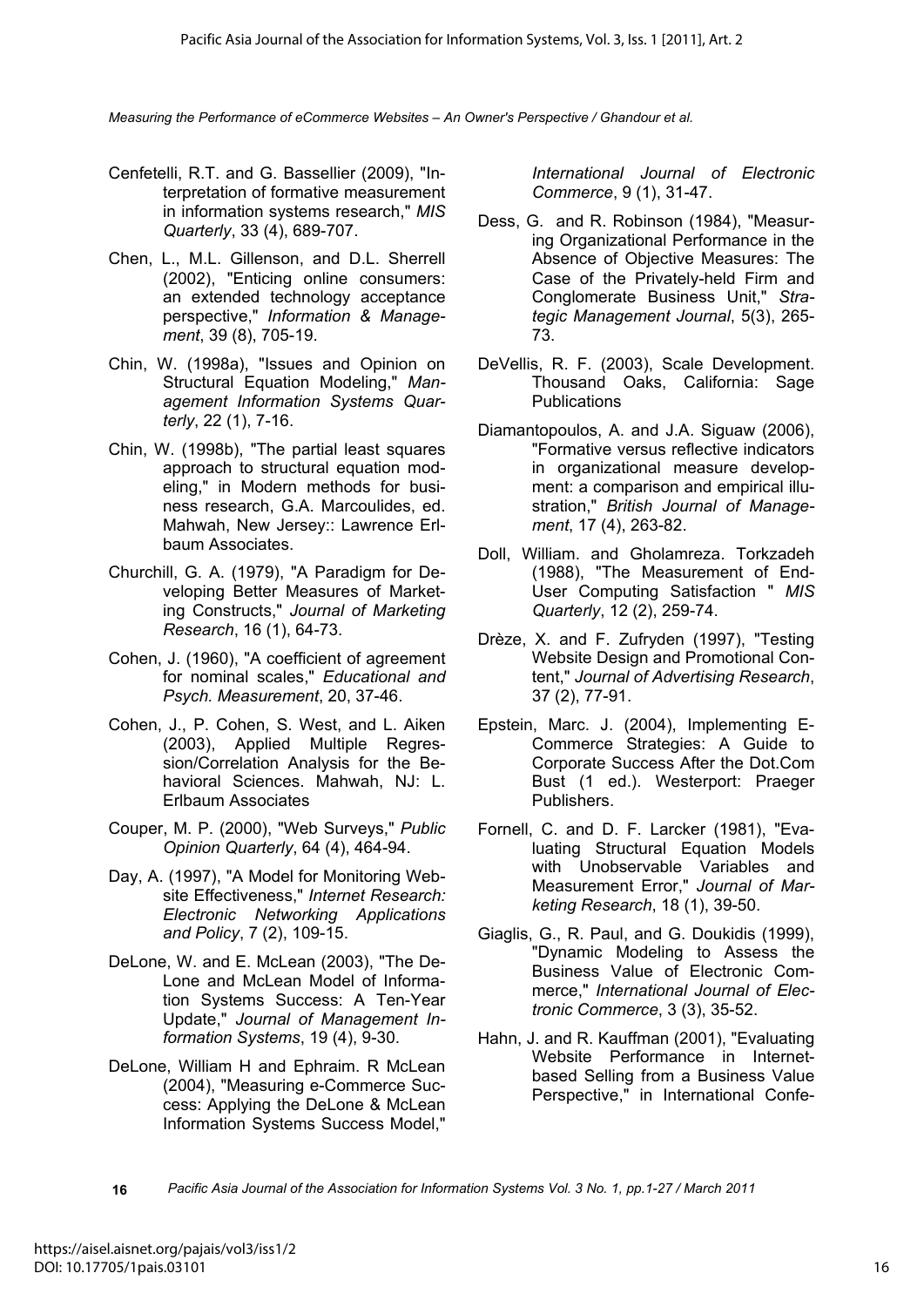Cenfetelli, R.T. and G. Bassellier (2009), "Interpretation of formative measurement in information systems research," *MIS Quarterly*, 33 (4), 689-707.

Chen, L., M.L. Gillenson, and D.L. Sherrell (2002), "Enticing online consumers: an extended technology acceptance perspective," *Information & Management*, 39 (8), 705-19.

Chin, W. (1998a), "Issues and Opinion on Structural Equation Modeling," *Management Information Systems Quarterly*, 22 (1), 7-16.

Chin, W. (1998b), "The partial least squares approach to structural equation modeling," in Modern methods for business research, G.A. Marcoulides, ed. Mahwah, New Jersey:: Lawrence Erlbaum Associates.

Churchill, G. A. (1979), "A Paradigm for Developing Better Measures of Marketing Constructs," *Journal of Marketing Research*, 16 (1), 64-73.

Cohen, J. (1960), "A coefficient of agreement for nominal scales," *Educational and Psych. Measurement*, 20, 37-46.

Cohen, J., P. Cohen, S. West, and L. Aiken (2003), Applied Multiple Regression/Correlation Analysis for the Behavioral Sciences. Mahwah, NJ: L. Erlbaum Associates

Couper, M. P. (2000), "Web Surveys," *Public Opinion Quarterly*, 64 (4), 464-94.

Day, A. (1997), "A Model for Monitoring Website Effectiveness," *Internet Research: Electronic Networking Applications and Policy*, 7 (2), 109-15.

DeLone, W. and E. McLean (2003), "The DeLone and McLean Model of Information Systems Success: A Ten-Year Update," *Journal of Management Information Systems*, 19 (4), 9-30.

DeLone, William H and Ephraim. R McLean (2004), "Measuring e-Commerce Success: Applying the DeLone & McLean Information Systems Success Model," *International Journal of Electronic Commerce*, 9 (1), 31-47.

Dess, G. and R. Robinson (1984), "Measuring Organizational Performance in the Absence of Objective Measures: The Case of the Privately-held Firm and Conglomerate Business Unit," *Strategic Management Journal*, 5(3), 265-73.

DeVellis, R. F. (2003), Scale Development. Thousand Oaks, California: Sage Publications

Diamantopoulos, A. and J.A. Siguaw (2006), "Formative versus reflective indicators in organizational measure development: a comparison and empirical illustration," *British Journal of Management*, 17 (4), 263-82.

Doll, William. and Gholamreza. Torkzadeh (1988), "The Measurement of End-User Computing Satisfaction " *MIS Quarterly*, 12 (2), 259-74.

Drèze, X. and F. Zufryden (1997), "Testing Website Design and Promotional Content," *Journal of Advertising Research*, 37 (2), 77-91.

Epstein, Marc. J. (2004), Implementing E-Commerce Strategies: A Guide to Corporate Success After the Dot.Com Bust (1 ed.). Westerport: Praeger Publishers.

Fornell, C. and D. F. Larcker (1981), "Evaluating Structural Equation Models with Unobservable Variables and Measurement Error," *Journal of Marketing Research*, 18 (1), 39-50.

Giaglis, G., R. Paul, and G. Doukidis (1999), "Dynamic Modeling to Assess the Business Value of Electronic Commerce," *International Journal of Electronic Commerce*, 3 (3), 35-52.

Hahn, J. and R. Kauffman (2001), "Evaluating Website Performance in Internet-based Selling from a Business Value Perspective," in International Confe-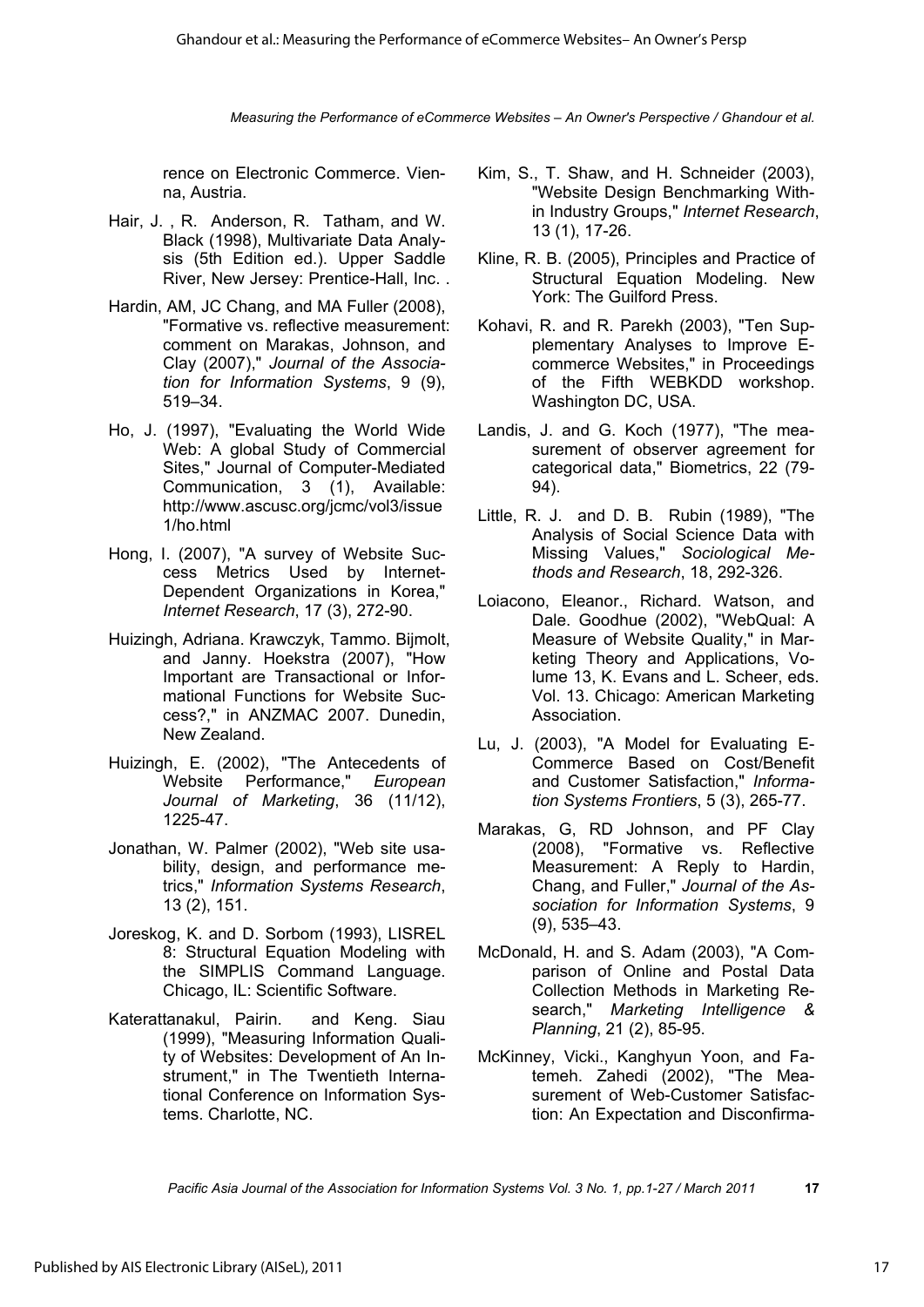rence on Electronic Commerce. Vienna, Austria.

Hair, J. , R. Anderson, R. Tatham, and W. Black (1998), Multivariate Data Analysis (5th Edition ed.). Upper Saddle River, New Jersey: Prentice-Hall, Inc. .

Hardin, AM, JC Chang, and MA Fuller (2008), "Formative vs. reflective measurement: comment on Marakas, Johnson, and Clay (2007)," *Journal of the Association for Information Systems*, 9 (9), 519–34.

Ho, J. (1997), "Evaluating the World Wide Web: A global Study of Commercial Sites," Journal of Computer-Mediated Communication, 3 (1), Available: http://www.ascusc.org/jcmc/vol3/issue1/ho.html

Hong, I. (2007), "A survey of Website Success Metrics Used by Internet-Dependent Organizations in Korea," *Internet Research*, 17 (3), 272-90.

Huizingh, Adriana. Krawczyk, Tammo. Bijmolt, and Janny. Hoekstra (2007), "How Important are Transactional or Informational Functions for Website Success?," in ANZMAC 2007. Dunedin, New Zealand.

Huizingh, E. (2002), "The Antecedents of Website Performance," *European Journal of Marketing*, 36 (11/12), 1225-47.

Jonathan, W. Palmer (2002), "Web site usability, design, and performance metrics," *Information Systems Research*, 13 (2), 151.

Joreskog, K. and D. Sorbom (1993), LISREL 8: Structural Equation Modeling with the SIMPLIS Command Language. Chicago, IL: Scientific Software.

Katerattanakul, Pairin. and Keng. Siau (1999), "Measuring Information Quality of Websites: Development of An Instrument," in The Twentieth International Conference on Information Systems. Charlotte, NC.

Kim, S., T. Shaw, and H. Schneider (2003), "Website Design Benchmarking Within Industry Groups," *Internet Research*, 13 (1), 17-26.

Kline, R. B. (2005), Principles and Practice of Structural Equation Modeling. New York: The Guilford Press.

Kohavi, R. and R. Parekh (2003), "Ten Supplementary Analyses to Improve E-commerce Websites," in Proceedings of the Fifth WEBKDD workshop. Washington DC, USA.

Landis, J. and G. Koch (1977), "The measurement of observer agreement for categorical data," Biometrics, 22 (79-94).

Little, R. J. and D. B. Rubin (1989), "The Analysis of Social Science Data with Missing Values," *Sociological Methods and Research*, 18, 292-326.

Loiacono, Eleanor., Richard. Watson, and Dale. Goodhue (2002), "WebQual: A Measure of Website Quality," in Marketing Theory and Applications, Volume 13, K. Evans and L. Scheer, eds. Vol. 13. Chicago: American Marketing Association.

Lu, J. (2003), "A Model for Evaluating E-Commerce Based on Cost/Benefit and Customer Satisfaction," *Information Systems Frontiers*, 5 (3), 265-77.

Marakas, G, RD Johnson, and PF Clay (2008), "Formative vs. Reflective Measurement: A Reply to Hardin, Chang, and Fuller," *Journal of the Association for Information Systems*, 9 (9), 535–43.

McDonald, H. and S. Adam (2003), "A Comparison of Online and Postal Data Collection Methods in Marketing Research," *Marketing Intelligence & Planning*, 21 (2), 85-95.

McKinney, Vicki., Kanghyun Yoon, and Fatemeh. Zahedi (2002), "The Measurement of Web-Customer Satisfaction: An Expectation and Disconfirma-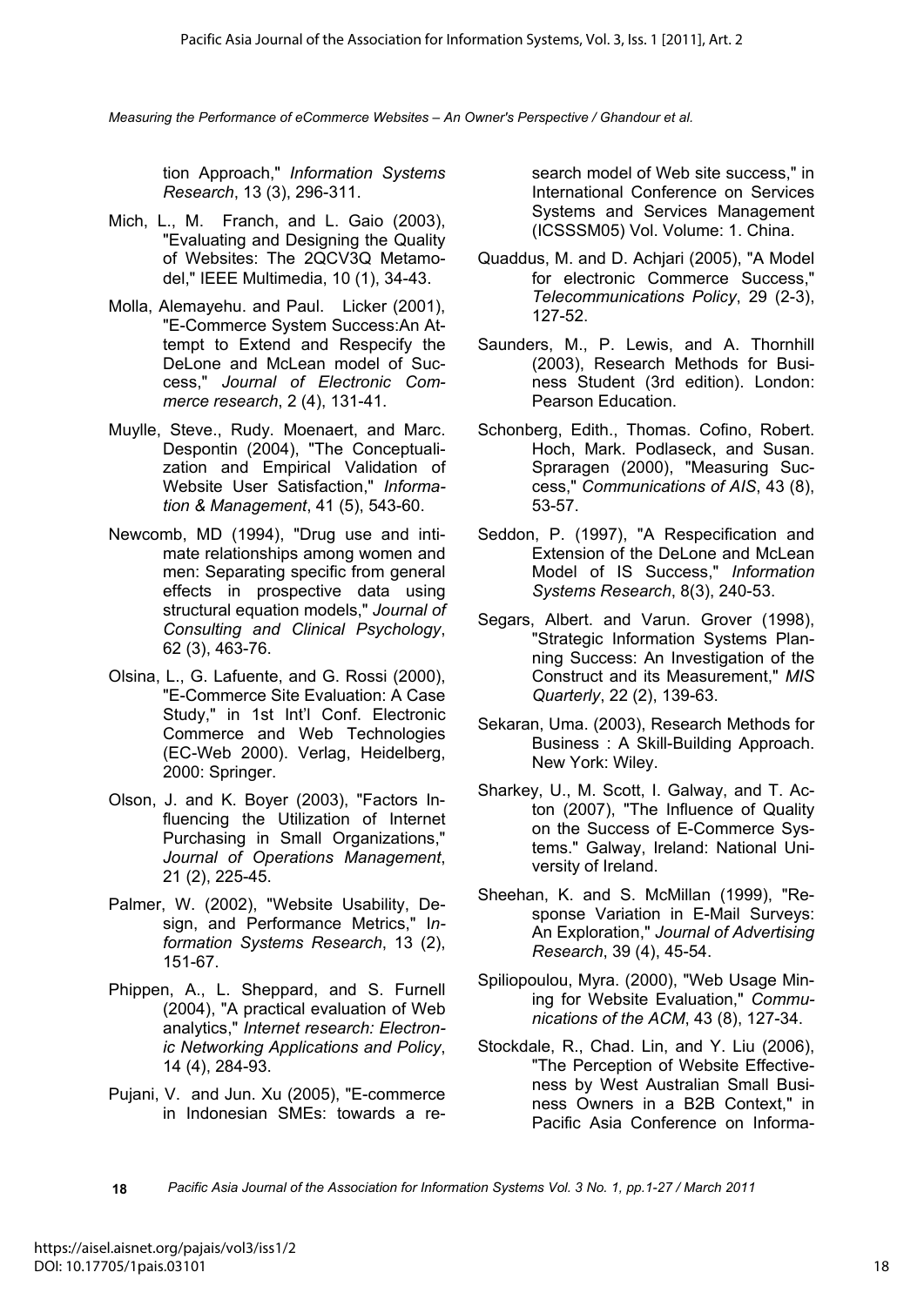tion Approach," *Information Systems Research*, 13 (3), 296-311.

Mich, L., M. Franch, and L. Gaio (2003), "Evaluating and Designing the Quality of Websites: The 2QCV3Q Metamodel," IEEE Multimedia, 10 (1), 34-43.

Molla, Alemayehu. and Paul. Licker (2001), "E-Commerce System Success:An Attempt to Extend and Respecify the DeLone and McLean model of Success," *Journal of Electronic Commerce research*, 2 (4), 131-41.

Muylle, Steve., Rudy. Moenaert, and Marc. Despontin (2004), "The Conceptualization and Empirical Validation of Website User Satisfaction," *Information & Management*, 41 (5), 543-60.

Newcomb, MD (1994), "Drug use and intimate relationships among women and men: Separating specific from general effects in prospective data using structural equation models," *Journal of Consulting and Clinical Psychology*, 62 (3), 463-76.

Olsina, L., G. Lafuente, and G. Rossi (2000), "E-Commerce Site Evaluation: A Case Study," in 1st Int'l Conf. Electronic Commerce and Web Technologies (EC-Web 2000). Verlag, Heidelberg, 2000: Springer.

Olson, J. and K. Boyer (2003), "Factors Influencing the Utilization of Internet Purchasing in Small Organizations," *Journal of Operations Management*, 21 (2), 225-45.

Palmer, W. (2002), "Website Usability, Design, and Performance Metrics," *Information Systems Research*, 13 (2), 151-67.

Phippen, A., L. Sheppard, and S. Furnell (2004), "A practical evaluation of Web analytics," *Internet research: Electronic Networking Applications and Policy*, 14 (4), 284-93.

Pujani, V. and Jun. Xu (2005), "E-commerce in Indonesian SMEs: towards a research model of Web site success," in International Conference on Services Systems and Services Management (ICSSSM05) Vol. Volume: 1. China.

Quaddus, M. and D. Achjari (2005), "A Model for electronic Commerce Success," *Telecommunications Policy*, 29 (2-3), 127-52.

Saunders, M., P. Lewis, and A. Thornhill (2003), Research Methods for Business Student (3rd edition). London: Pearson Education.

Schonberg, Edith., Thomas. Cofino, Robert. Hoch, Mark. Podlaseck, and Susan. Spraragen (2000), "Measuring Success," *Communications of AIS*, 43 (8), 53-57.

Seddon, P. (1997), "A Respecification and Extension of the DeLone and McLean Model of IS Success," *Information Systems Research*, 8(3), 240-53.

Segars, Albert. and Varun. Grover (1998), "Strategic Information Systems Planning Success: An Investigation of the Construct and its Measurement," *MIS Quarterly*, 22 (2), 139-63.

Sekaran, Uma. (2003), Research Methods for Business : A Skill-Building Approach. New York: Wiley.

Sharkey, U., M. Scott, I. Galway, and T. Acton (2007), "The Influence of Quality on the Success of E-Commerce Systems." Galway, Ireland: National University of Ireland.

Sheehan, K. and S. McMillan (1999), "Response Variation in E-Mail Surveys: An Exploration," *Journal of Advertising Research*, 39 (4), 45-54.

Spiliopoulou, Myra. (2000), "Web Usage Mining for Website Evaluation," *Communications of the ACM*, 43 (8), 127-34.

Stockdale, R., Chad. Lin, and Y. Liu (2006), "The Perception of Website Effectiveness by West Australian Small Business Owners in a B2B Context," in Pacific Asia Conference on Informa-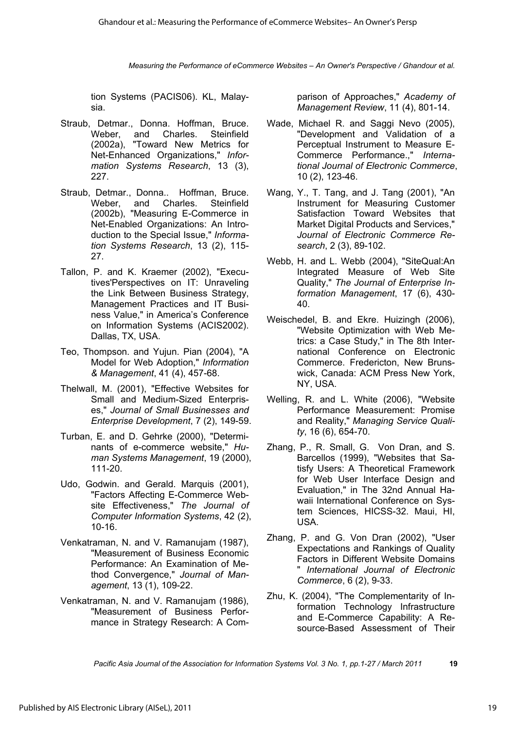tion Systems (PACIS06). KL, Malaysia.

Straub, Detmar., Donna. Hoffman, Bruce. Weber, and Charles. Steinfield (2002a), "Toward New Metrics for Net-Enhanced Organizations," *Information Systems Research*, 13 (3), 227.

Straub, Detmar., Donna.. Hoffman, Bruce. Weber, and Charles. Steinfield (2002b), "Measuring E-Commerce in Net-Enabled Organizations: An Introduction to the Special Issue," *Information Systems Research*, 13 (2), 115-27.

Tallon, P. and K. Kraemer (2002), "Executives'Perspectives on IT: Unraveling the Link Between Business Strategy, Management Practices and IT Business Value," in America's Conference on Information Systems (ACIS2002). Dallas, TX, USA.

Teo, Thompson. and Yujun. Pian (2004), "A Model for Web Adoption," *Information & Management*, 41 (4), 457-68.

Thelwall, M. (2001), "Effective Websites for Small and Medium-Sized Enterprises," *Journal of Small Businesses and Enterprise Development*, 7 (2), 149-59.

Turban, E. and D. Gehrke (2000), "Determinants of e-commerce website," *Human Systems Management*, 19 (2000), 111-20.

Udo, Godwin. and Gerald. Marquis (2001), "Factors Affecting E-Commerce Website Effectiveness," *The Journal of Computer Information Systems*, 42 (2), 10-16.

Venkatraman, N. and V. Ramanujam (1987), "Measurement of Business Economic Performance: An Examination of Method Convergence," *Journal of Management*, 13 (1), 109-22.

Venkatraman, N. and V. Ramanujam (1986), "Measurement of Business Performance in Strategy Research: A Comparison of Approaches," *Academy of Management Review*, 11 (4), 801-14.

Wade, Michael R. and Saggi Nevo (2005), "Development and Validation of a Perceptual Instrument to Measure E-Commerce Performance.," *International Journal of Electronic Commerce*, 10 (2), 123-46.

Wang, Y., T. Tang, and J. Tang (2001), "An Instrument for Measuring Customer Satisfaction Toward Websites that Market Digital Products and Services," *Journal of Electronic Commerce Research*, 2 (3), 89-102.

Webb, H. and L. Webb (2004), "SiteQual:An Integrated Measure of Web Site Quality," *The Journal of Enterprise Information Management*, 17 (6), 430-40.

Weischedel, B. and Ekre. Huizingh (2006), "Website Optimization with Web Metrics: a Case Study," in The 8th International Conference on Electronic Commerce. Fredericton, New Brunswick, Canada: ACM Press New York, NY, USA.

Welling, R. and L. White (2006), "Website Performance Measurement: Promise and Reality," *Managing Service Quality*, 16 (6), 654-70.

Zhang, P., R. Small, G. Von Dran, and S. Barcellos (1999), "Websites that Satisfy Users: A Theoretical Framework for Web User Interface Design and Evaluation," in The 32nd Annual Hawaii International Conference on System Sciences, HICSS-32. Maui, HI, USA.

Zhang, P. and G. Von Dran (2002), "User Expectations and Rankings of Quality Factors in Different Website Domains " *International Journal of Electronic Commerce*, 6 (2), 9-33.

Zhu, K. (2004), "The Complementarity of Information Technology Infrastructure and E-Commerce Capability: A Resource-Based Assessment of Their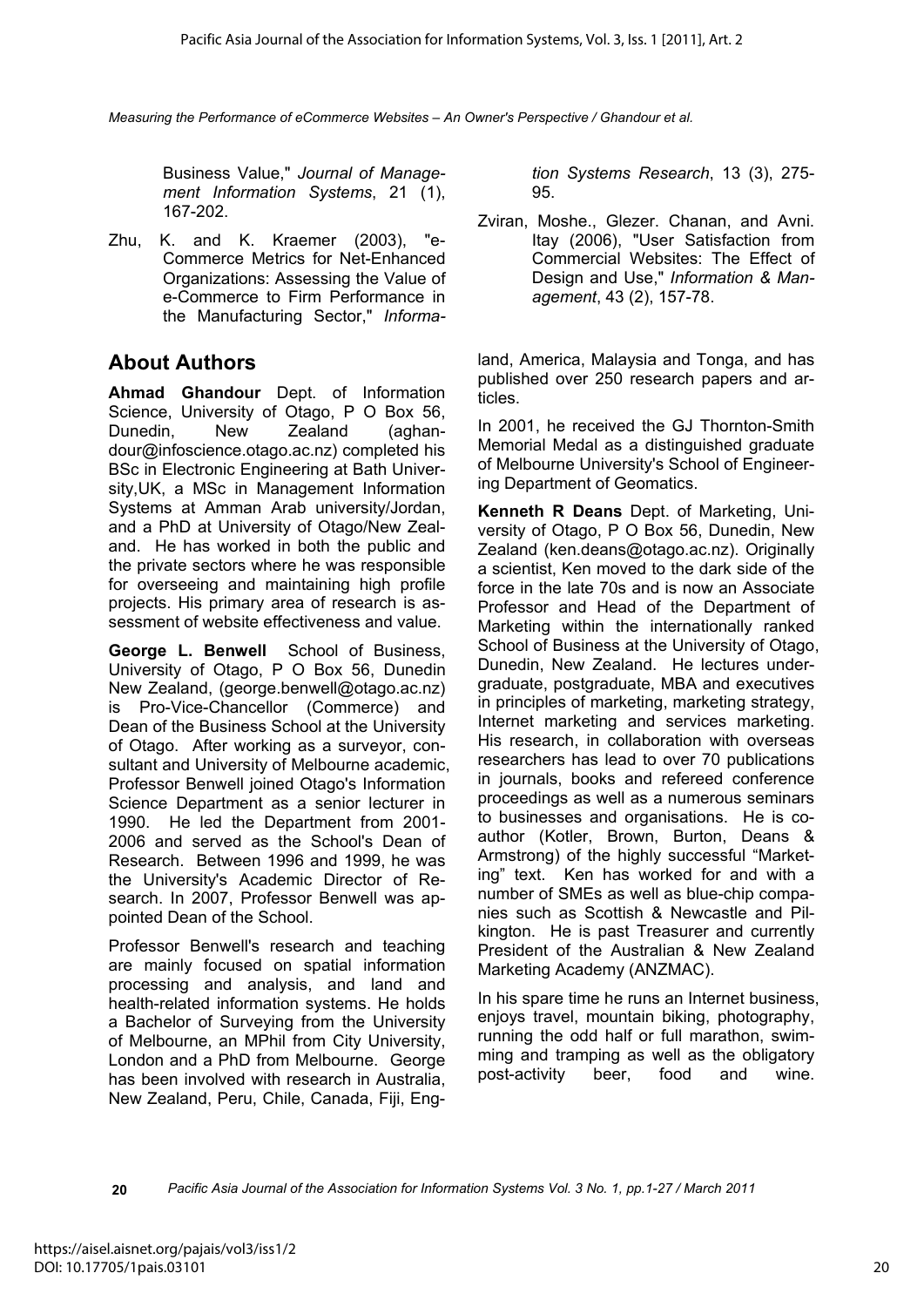Business Value," *Journal of Management Information Systems*, 21 (1), 167-202.

Zhu, K. and K. Kraemer (2003), "e-Commerce Metrics for Net-Enhanced Organizations: Assessing the Value of e-Commerce to Firm Performance in the Manufacturing Sector," *Information Systems Research*, 13 (3), 275-95.

Zviran, Moshe., Glezer. Chanan, and Avni. Itay (2006), "User Satisfaction from Commercial Websites: The Effect of Design and Use," *Information & Management*, 43 (2), 157-78.

## About Authors

**Ahmad Ghandour** Dept. of Information Science, University of Otago, P O Box 56, Dunedin, New Zealand (aghandour@infoscience.otago.ac.nz) completed his BSc in Electronic Engineering at Bath University,UK, a MSc in Management Information Systems at Amman Arab university/Jordan, and a PhD at University of Otago/New Zealand. He has worked in both the public and the private sectors where he was responsible for overseeing and maintaining high profile projects. His primary area of research is assessment of website effectiveness and value.

**George L. Benwell** School of Business, University of Otago, P O Box 56, Dunedin New Zealand, (george.benwell@otago.ac.nz) is Pro-Vice-Chancellor (Commerce) and Dean of the Business School at the University of Otago. After working as a surveyor, consultant and University of Melbourne academic, Professor Benwell joined Otago's Information Science Department as a senior lecturer in 1990. He led the Department from 2001-2006 and served as the School's Dean of Research. Between 1996 and 1999, he was the University's Academic Director of Research. In 2007, Professor Benwell was appointed Dean of the School.

Professor Benwell's research and teaching are mainly focused on spatial information processing and analysis, and land and health-related information systems. He holds a Bachelor of Surveying from the University of Melbourne, an MPhil from City University, London and a PhD from Melbourne. George has been involved with research in Australia, New Zealand, Peru, Chile, Canada, Fiji, England, America, Malaysia and Tonga, and has published over 250 research papers and articles.

In 2001, he received the GJ Thornton-Smith Memorial Medal as a distinguished graduate of Melbourne University's School of Engineering Department of Geomatics.

**Kenneth R Deans** Dept. of Marketing, University of Otago, P O Box 56, Dunedin, New Zealand (ken.deans@otago.ac.nz). Originally a scientist, Ken moved to the dark side of the force in the late 70s and is now an Associate Professor and Head of the Department of Marketing within the internationally ranked School of Business at the University of Otago, Dunedin, New Zealand. He lectures undergraduate, postgraduate, MBA and executives in principles of marketing, marketing strategy, Internet marketing and services marketing. His research, in collaboration with overseas researchers has lead to over 70 publications in journals, books and refereed conference proceedings as well as a numerous seminars to businesses and organisations. He is co-author (Kotler, Brown, Burton, Deans & Armstrong) of the highly successful "Marketing" text. Ken has worked for and with a number of SMEs as well as blue-chip companies such as Scottish & Newcastle and Pilkington. He is past Treasurer and currently President of the Australian & New Zealand Marketing Academy (ANZMAC).

In his spare time he runs an Internet business, enjoys travel, mountain biking, photography, running the odd half or full marathon, swimming and tramping as well as the obligatory post-activity beer, food and wine.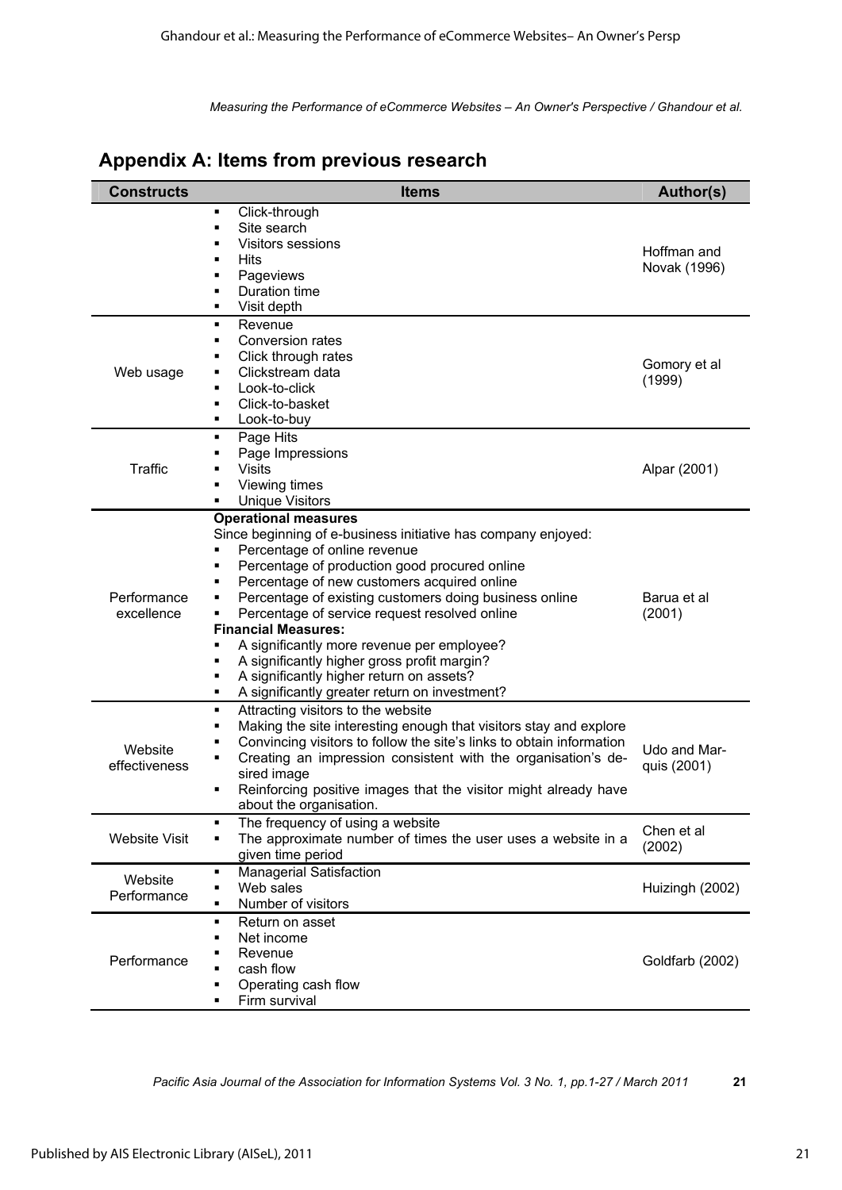## Appendix A: Items from previous research

| Constructs | Items | Author(s) |
|---|---|---|
| | ▪ Click-through<br>▪ Site search<br>▪ Visitors sessions<br>▪ Hits<br>▪ Pageviews<br>▪ Duration time<br>▪ Visit depth | Hoffman and Novak (1996) |
| Web usage | ▪ Revenue<br>▪ Conversion rates<br>▪ Click through rates<br>▪ Clickstream data<br>▪ Look-to-click<br>▪ Click-to-basket<br>▪ Look-to-buy | Gomory et al (1999) |
| Traffic | ▪ Page Hits<br>▪ Page Impressions<br>▪ Visits<br>▪ Viewing times<br>▪ Unique Visitors | Alpar (2001) |
| Performance excellence | **Operational measures**<br>Since beginning of e-business initiative has company enjoyed:<br>▪ Percentage of online revenue<br>▪ Percentage of production good procured online<br>▪ Percentage of new customers acquired online<br>▪ Percentage of existing customers doing business online<br>▪ Percentage of service request resolved online<br>**Financial Measures:**<br>▪ A significantly more revenue per employee?<br>▪ A significantly higher gross profit margin?<br>▪ A significantly higher return on assets?<br>▪ A significantly greater return on investment? | Barua et al (2001) |
| Website effectiveness | ▪ Attracting visitors to the website<br>▪ Making the site interesting enough that visitors stay and explore<br>▪ Convincing visitors to follow the site's links to obtain information<br>▪ Creating an impression consistent with the organisation's desired image<br>▪ Reinforcing positive images that the visitor might already have about the organisation. | Udo and Marquis (2001) |
| Website Visit | ▪ The frequency of using a website<br>▪ The approximate number of times the user uses a website in a given time period | Chen et al (2002) |
| Website Performance | ▪ Managerial Satisfaction<br>▪ Web sales<br>▪ Number of visitors | Huizingh (2002) |
| Performance | ▪ Return on asset<br>▪ Net income<br>▪ Revenue<br>▪ cash flow<br>▪ Operating cash flow<br>▪ Firm survival | Goldfarb (2002) |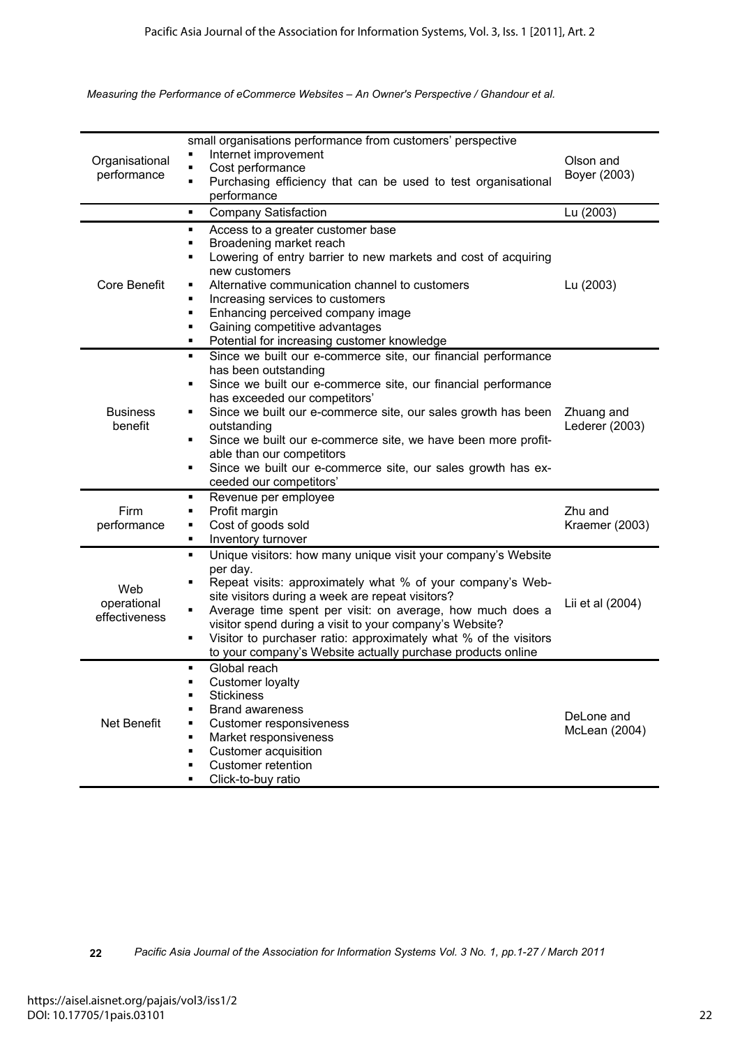| | | |
|---|---|---|
| Organisational performance | small organisations performance from customers' perspective<br>▪ Internet improvement<br>▪ Cost performance<br>▪ Purchasing efficiency that can be used to test organisational performance | Olson and Boyer (2003) |
| | ▪ Company Satisfaction | Lu (2003) |
| Core Benefit | ▪ Access to a greater customer base<br>▪ Broadening market reach<br>▪ Lowering of entry barrier to new markets and cost of acquiring new customers<br>▪ Alternative communication channel to customers<br>▪ Increasing services to customers<br>▪ Enhancing perceived company image<br>▪ Gaining competitive advantages<br>▪ Potential for increasing customer knowledge | Lu (2003) |
| Business benefit | ▪ Since we built our e-commerce site, our financial performance has been outstanding<br>▪ Since we built our e-commerce site, our financial performance has exceeded our competitors'<br>▪ Since we built our e-commerce site, our sales growth has been outstanding<br>▪ Since we built our e-commerce site, we have been more profitable than our competitors<br>▪ Since we built our e-commerce site, our sales growth has exceeded our competitors' | Zhuang and Lederer (2003) |
| Firm performance | ▪ Revenue per employee<br>▪ Profit margin<br>▪ Cost of goods sold<br>▪ Inventory turnover | Zhu and Kraemer (2003) |
| Web operational effectiveness | ▪ Unique visitors: how many unique visit your company's Website per day.<br>▪ Repeat visits: approximately what % of your company's Website visitors during a week are repeat visitors?<br>▪ Average time spent per visit: on average, how much does a visitor spend during a visit to your company's Website?<br>▪ Visitor to purchaser ratio: approximately what % of the visitors to your company's Website actually purchase products online | Lii et al (2004) |
| Net Benefit | ▪ Global reach<br>▪ Customer loyalty<br>▪ Stickiness<br>▪ Brand awareness<br>▪ Customer responsiveness<br>▪ Market responsiveness<br>▪ Customer acquisition<br>▪ Customer retention<br>▪ Click-to-buy ratio | DeLone and McLean (2004) |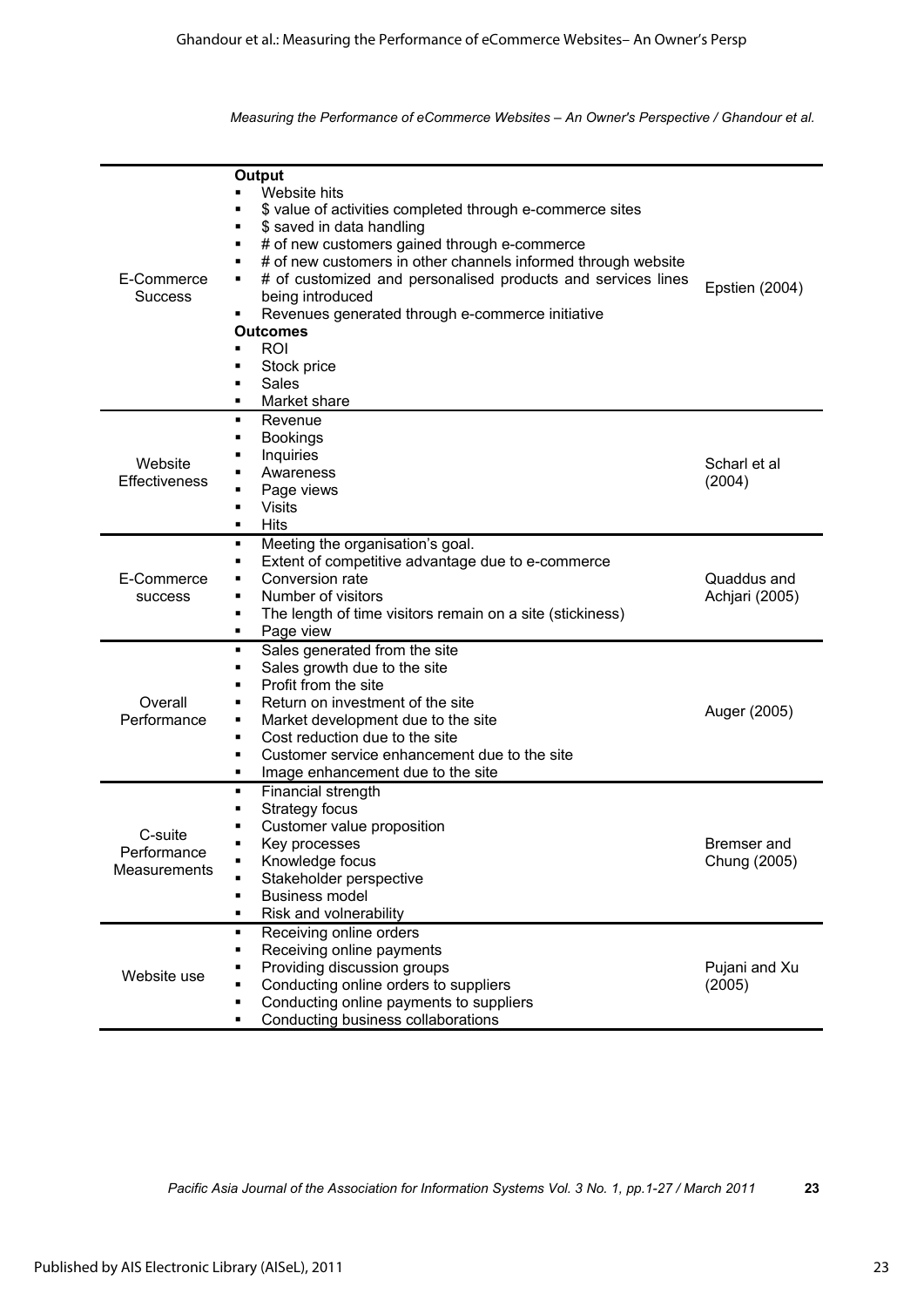| | | |
|---|---|---|
| E-Commerce Success | **Output**<br>▪ Website hits<br>▪ $ value of activities completed through e-commerce sites<br>▪ $ saved in data handling<br>▪ # of new customers gained through e-commerce<br>▪ # of new customers in other channels informed through website<br>▪ # of customized and personalised products and services lines being introduced<br>▪ Revenues generated through e-commerce initiative<br>**Outcomes**<br>▪ ROI<br>▪ Stock price<br>▪ Sales<br>▪ Market share | Epstien (2004) |
| Website Effectiveness | ▪ Revenue<br>▪ Bookings<br>▪ Inquiries<br>▪ Awareness<br>▪ Page views<br>▪ Visits<br>▪ Hits | Scharl et al (2004) |
| E-Commerce success | ▪ Meeting the organisation's goal.<br>▪ Extent of competitive advantage due to e-commerce<br>▪ Conversion rate<br>▪ Number of visitors<br>▪ The length of time visitors remain on a site (stickiness)<br>▪ Page view | Quaddus and Achjari (2005) |
| Overall Performance | ▪ Sales generated from the site<br>▪ Sales growth due to the site<br>▪ Profit from the site<br>▪ Return on investment of the site<br>▪ Market development due to the site<br>▪ Cost reduction due to the site<br>▪ Customer service enhancement due to the site<br>▪ Image enhancement due to the site | Auger (2005) |
| C-suite Performance Measurements | ▪ Financial strength<br>▪ Strategy focus<br>▪ Customer value proposition<br>▪ Key processes<br>▪ Knowledge focus<br>▪ Stakeholder perspective<br>▪ Business model<br>▪ Risk and volnerability | Bremser and Chung (2005) |
| Website use | ▪ Receiving online orders<br>▪ Receiving online payments<br>▪ Providing discussion groups<br>▪ Conducting online orders to suppliers<br>▪ Conducting online payments to suppliers<br>▪ Conducting business collaborations | Pujani and Xu (2005) |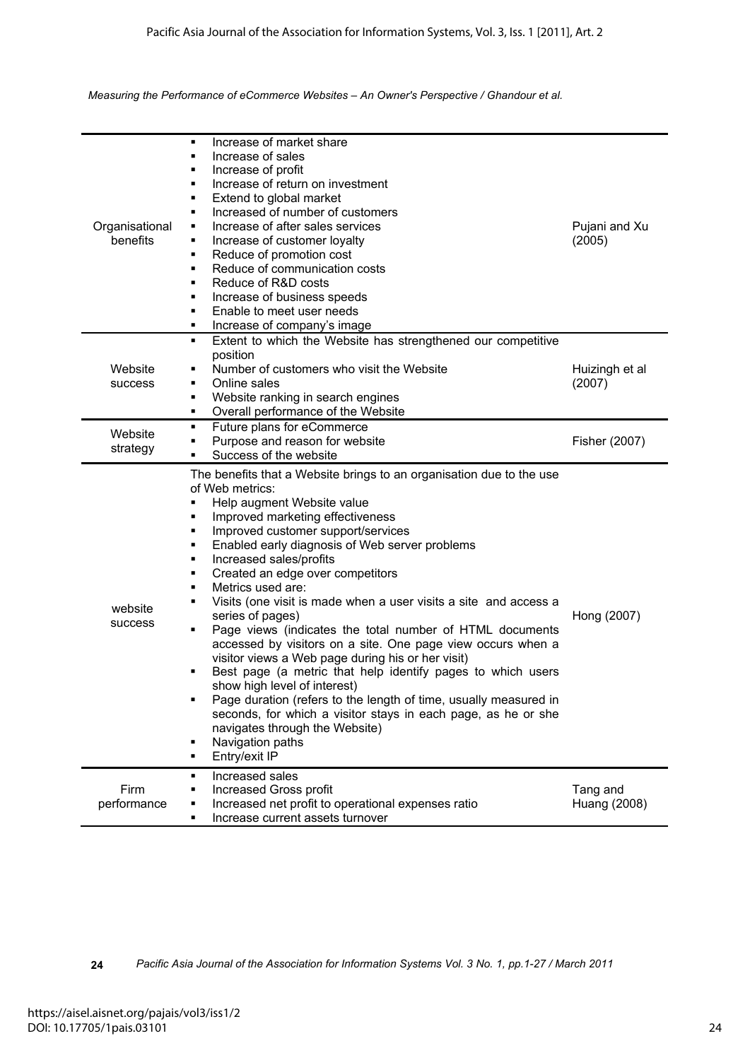| | | |
|---|---|---|
| Organisational benefits | ▪ Increase of market share<br>▪ Increase of sales<br>▪ Increase of profit<br>▪ Increase of return on investment<br>▪ Extend to global market<br>▪ Increased of number of customers<br>▪ Increase of after sales services<br>▪ Increase of customer loyalty<br>▪ Reduce of promotion cost<br>▪ Reduce of communication costs<br>▪ Reduce of R&D costs<br>▪ Increase of business speeds<br>▪ Enable to meet user needs<br>▪ Increase of company's image | Pujani and Xu (2005) |
| Website success | ▪ Extent to which the Website has strengthened our competitive position<br>▪ Number of customers who visit the Website<br>▪ Online sales<br>▪ Website ranking in search engines<br>▪ Overall performance of the Website | Huizingh et al (2007) |
| Website strategy | ▪ Future plans for eCommerce<br>▪ Purpose and reason for website<br>▪ Success of the website | Fisher (2007) |
| website success | The benefits that a Website brings to an organisation due to the use of Web metrics:<br>▪ Help augment Website value<br>▪ Improved marketing effectiveness<br>▪ Improved customer support/services<br>▪ Enabled early diagnosis of Web server problems<br>▪ Increased sales/profits<br>▪ Created an edge over competitors<br>▪ Metrics used are:<br>▪ Visits (one visit is made when a user visits a site and access a series of pages)<br>▪ Page views (indicates the total number of HTML documents accessed by visitors on a site. One page view occurs when a visitor views a Web page during his or her visit)<br>▪ Best page (a metric that help identify pages to which users show high level of interest)<br>▪ Page duration (refers to the length of time, usually measured in seconds, for which a visitor stays in each page, as he or she navigates through the Website)<br>▪ Navigation paths<br>▪ Entry/exit IP | Hong (2007) |
| Firm performance | ▪ Increased sales<br>▪ Increased Gross profit<br>▪ Increased net profit to operational expenses ratio<br>▪ Increase current assets turnover | Tang and Huang (2008) |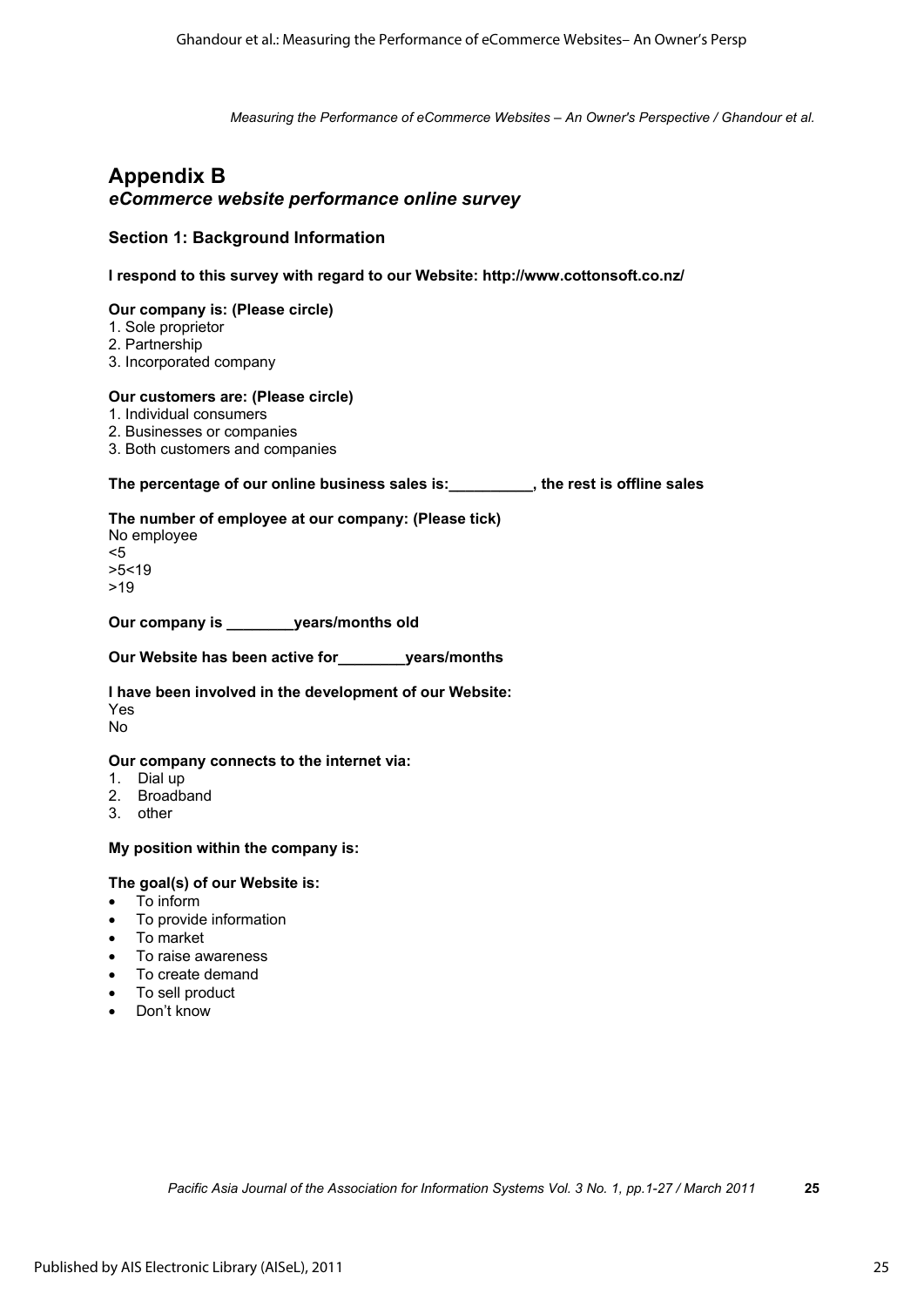# Appendix B

## *eCommerce website performance online survey*

### Section 1: Background Information

**I respond to this survey with regard to our Website: http://www.cottonsoft.co.nz/**

**Our company is: (Please circle)**

1. Sole proprietor
2. Partnership
3. Incorporated company

**Our customers are: (Please circle)**

1. Individual consumers
2. Businesses or companies
3. Both customers and companies

**The percentage of our online business sales is:__________, the rest is offline sales**

**The number of employee at our company: (Please tick)**

No employee
<5
>5<19
>19

**Our company is ________years/months old**

**Our Website has been active for________years/months**

**I have been involved in the development of our Website:**

Yes
No

**Our company connects to the internet via:**

1. Dial up
2. Broadband
3. other

**My position within the company is:**

**The goal(s) of our Website is:**

- To inform
- To provide information
- To market
- To raise awareness
- To create demand
- To sell product
- Don't know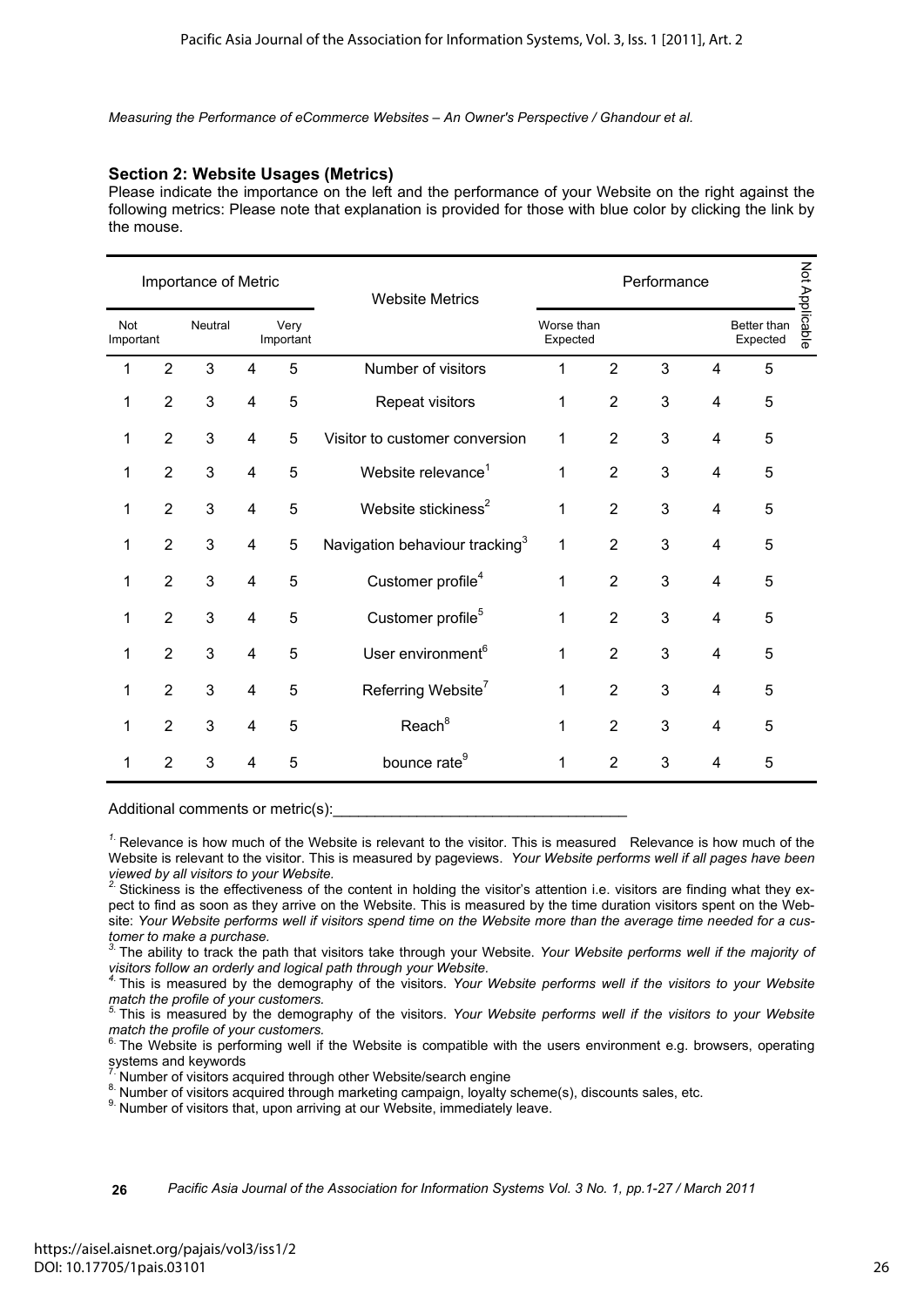## Section 2: Website Usages (Metrics)

Please indicate the importance on the left and the performance of your Website on the right against the following metrics: Please note that explanation is provided for those with blue color by clicking the link by the mouse.

| Importance of Metric | | | | | Website Metrics | Performance | | | | | Not Applicable |
|---|---|---|---|---|---|---|---|---|---|---|---|
| Not Important | | Neutral | | Very Important | | Worse than Expected | | | | Better than Expected | |
| 1 | 2 | 3 | 4 | 5 | Number of visitors | 1 | 2 | 3 | 4 | 5 | |
| 1 | 2 | 3 | 4 | 5 | Repeat visitors | 1 | 2 | 3 | 4 | 5 | |
| 1 | 2 | 3 | 4 | 5 | Visitor to customer conversion | 1 | 2 | 3 | 4 | 5 | |
| 1 | 2 | 3 | 4 | 5 | Website relevance[1] | 1 | 2 | 3 | 4 | 5 | |
| 1 | 2 | 3 | 4 | 5 | Website stickiness[2] | 1 | 2 | 3 | 4 | 5 | |
| 1 | 2 | 3 | 4 | 5 | Navigation behaviour tracking[3] | 1 | 2 | 3 | 4 | 5 | |
| 1 | 2 | 3 | 4 | 5 | Customer profile[4] | 1 | 2 | 3 | 4 | 5 | |
| 1 | 2 | 3 | 4 | 5 | Customer profile[5] | 1 | 2 | 3 | 4 | 5 | |
| 1 | 2 | 3 | 4 | 5 | User environment[6] | 1 | 2 | 3 | 4 | 5 | |
| 1 | 2 | 3 | 4 | 5 | Referring Website[7] | 1 | 2 | 3 | 4 | 5 | |
| 1 | 2 | 3 | 4 | 5 | Reach[8] | 1 | 2 | 3 | 4 | 5 | |
| 1 | 2 | 3 | 4 | 5 | bounce rate[9] | 1 | 2 | 3 | 4 | 5 | |

Additional comments or metric(s):_________________________________

[1.] Relevance is how much of the Website is relevant to the visitor. This is measured Relevance is how much of the Website is relevant to the visitor. This is measured by pageviews. *Your Website performs well if all pages have been viewed by all visitors to your Website.*

[2.] Stickiness is the effectiveness of the content in holding the visitor's attention i.e. visitors are finding what they expect to find as soon as they arrive on the Website. This is measured by the time duration visitors spent on the Website: *Your Website performs well if visitors spend time on the Website more than the average time needed for a customer to make a purchase.*

[3.] The ability to track the path that visitors take through your Website. *Your Website performs well if the majority of visitors follow an orderly and logical path through your Website.*

[4.] This is measured by the demography of the visitors. *Your Website performs well if the visitors to your Website match the profile of your customers.*

[5.] This is measured by the demography of the visitors. *Your Website performs well if the visitors to your Website match the profile of your customers.*

[6.] The Website is performing well if the Website is compatible with the users environment e.g. browsers, operating systems and keywords

[7.] Number of visitors acquired through other Website/search engine

[8.] Number of visitors acquired through marketing campaign, loyalty scheme(s), discounts sales, etc.

[9.] Number of visitors that, upon arriving at our Website, immediately leave.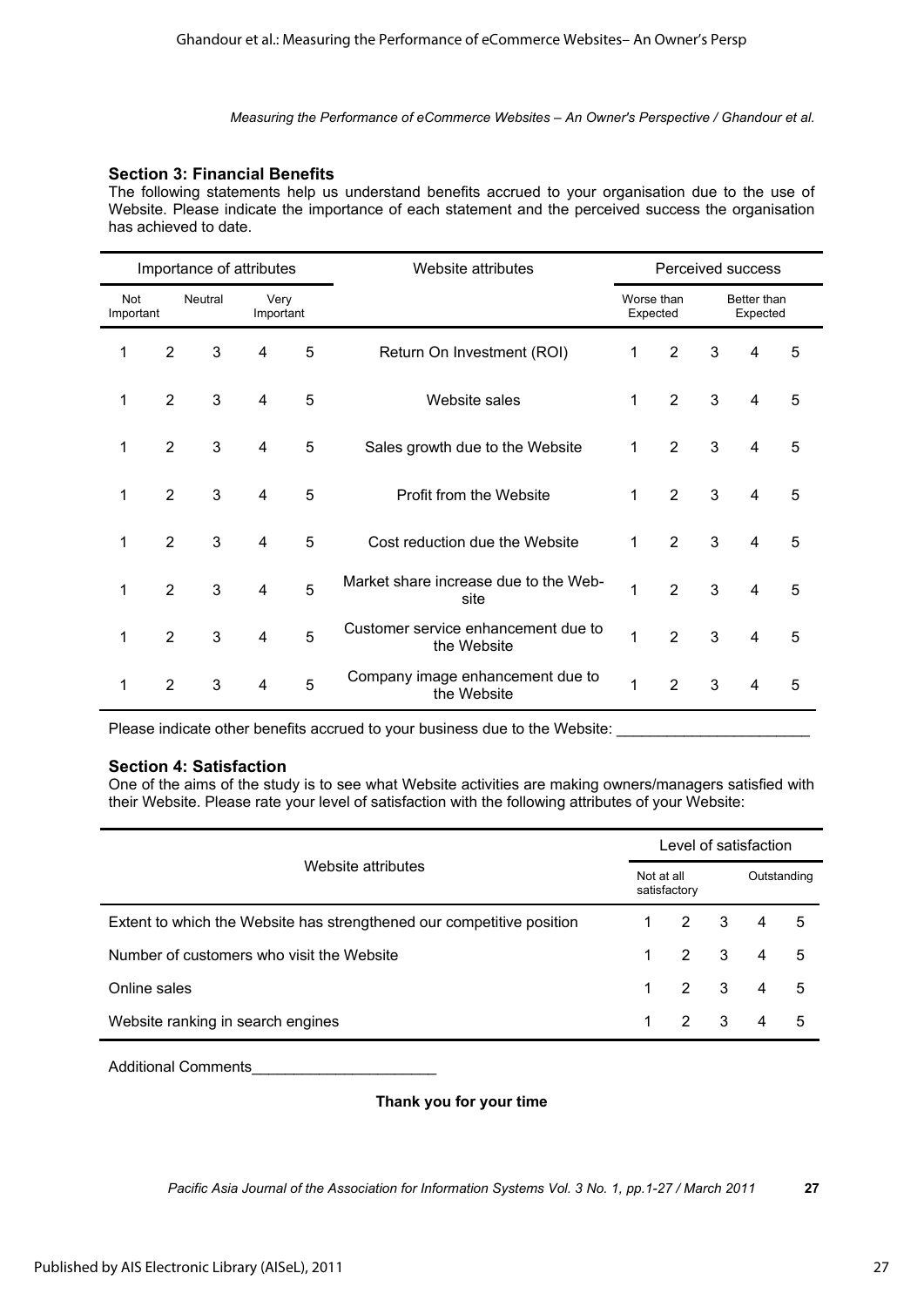### Section 3: Financial Benefits

The following statements help us understand benefits accrued to your organisation due to the use of Website. Please indicate the importance of each statement and the perceived success the organisation has achieved to date.

| Importance of attributes | | | | | Website attributes | Perceived success | | | | |
|---|---|---|---|---|---|---|---|---|---|---|
| Not Important | | Neutral | Very Important | | | Worse than Expected | | | Better than Expected | |
| 1 | 2 | 3 | 4 | 5 | Return On Investment (ROI) | 1 | 2 | 3 | 4 | 5 |
| 1 | 2 | 3 | 4 | 5 | Website sales | 1 | 2 | 3 | 4 | 5 |
| 1 | 2 | 3 | 4 | 5 | Sales growth due to the Website | 1 | 2 | 3 | 4 | 5 |
| 1 | 2 | 3 | 4 | 5 | Profit from the Website | 1 | 2 | 3 | 4 | 5 |
| 1 | 2 | 3 | 4 | 5 | Cost reduction due the Website | 1 | 2 | 3 | 4 | 5 |
| 1 | 2 | 3 | 4 | 5 | Market share increase due to the Website | 1 | 2 | 3 | 4 | 5 |
| 1 | 2 | 3 | 4 | 5 | Customer service enhancement due to the Website | 1 | 2 | 3 | 4 | 5 |
| 1 | 2 | 3 | 4 | 5 | Company image enhancement due to the Website | 1 | 2 | 3 | 4 | 5 |

Please indicate other benefits accrued to your business due to the Website: _______________________

### Section 4: Satisfaction

One of the aims of the study is to see what Website activities are making owners/managers satisfied with their Website. Please rate your level of satisfaction with the following attributes of your Website:

| Website attributes | Level of satisfaction | | | | |
|---|---|---|---|---|---|
| | Not at all satisfactory | | | Outstanding | |
| Extent to which the Website has strengthened our competitive position | 1 | 2 | 3 | 4 | 5 |
| Number of customers who visit the Website | 1 | 2 | 3 | 4 | 5 |
| Online sales | 1 | 2 | 3 | 4 | 5 |
| Website ranking in search engines | 1 | 2 | 3 | 4 | 5 |

Additional Comments______________________

**Thank you for your time**